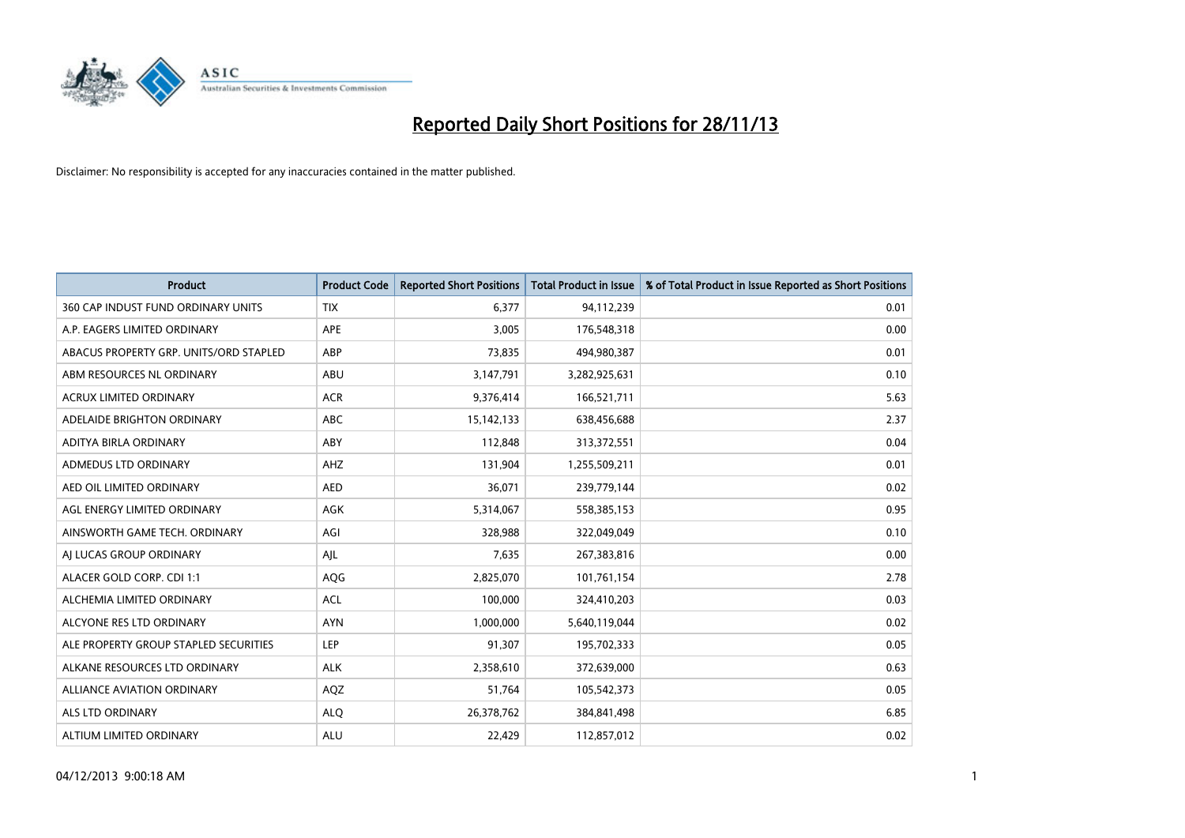# Reported Daily Short Positions for 28/11/13

Disclaimer: No responsibility is accepted for any inaccuracies contained in the matter published.

| Product | Product Code | Reported Short Positions | Total Product in Issue | % of Total Product in Issue Reported as Short Positions |
| --- | --- | --- | --- | --- |
| 360 CAP INDUST FUND ORDINARY UNITS | TIX | 6,377 | 94,112,239 | 0.01 |
| A.P. EAGERS LIMITED ORDINARY | APE | 3,005 | 176,548,318 | 0.00 |
| ABACUS PROPERTY GRP. UNITS/ORD STAPLED | ABP | 73,835 | 494,980,387 | 0.01 |
| ABM RESOURCES NL ORDINARY | ABU | 3,147,791 | 3,282,925,631 | 0.10 |
| ACRUX LIMITED ORDINARY | ACR | 9,376,414 | 166,521,711 | 5.63 |
| ADELAIDE BRIGHTON ORDINARY | ABC | 15,142,133 | 638,456,688 | 2.37 |
| ADITYA BIRLA ORDINARY | ABY | 112,848 | 313,372,551 | 0.04 |
| ADMEDUS LTD ORDINARY | AHZ | 131,904 | 1,255,509,211 | 0.01 |
| AED OIL LIMITED ORDINARY | AED | 36,071 | 239,779,144 | 0.02 |
| AGL ENERGY LIMITED ORDINARY | AGK | 5,314,067 | 558,385,153 | 0.95 |
| AINSWORTH GAME TECH. ORDINARY | AGI | 328,988 | 322,049,049 | 0.10 |
| AJ LUCAS GROUP ORDINARY | AJL | 7,635 | 267,383,816 | 0.00 |
| ALACER GOLD CORP. CDI 1:1 | AQG | 2,825,070 | 101,761,154 | 2.78 |
| ALCHEMIA LIMITED ORDINARY | ACL | 100,000 | 324,410,203 | 0.03 |
| ALCYONE RES LTD ORDINARY | AYN | 1,000,000 | 5,640,119,044 | 0.02 |
| ALE PROPERTY GROUP STAPLED SECURITIES | LEP | 91,307 | 195,702,333 | 0.05 |
| ALKANE RESOURCES LTD ORDINARY | ALK | 2,358,610 | 372,639,000 | 0.63 |
| ALLIANCE AVIATION ORDINARY | AQZ | 51,764 | 105,542,373 | 0.05 |
| ALS LTD ORDINARY | ALQ | 26,378,762 | 384,841,498 | 6.85 |
| ALTIUM LIMITED ORDINARY | ALU | 22,429 | 112,857,012 | 0.02 |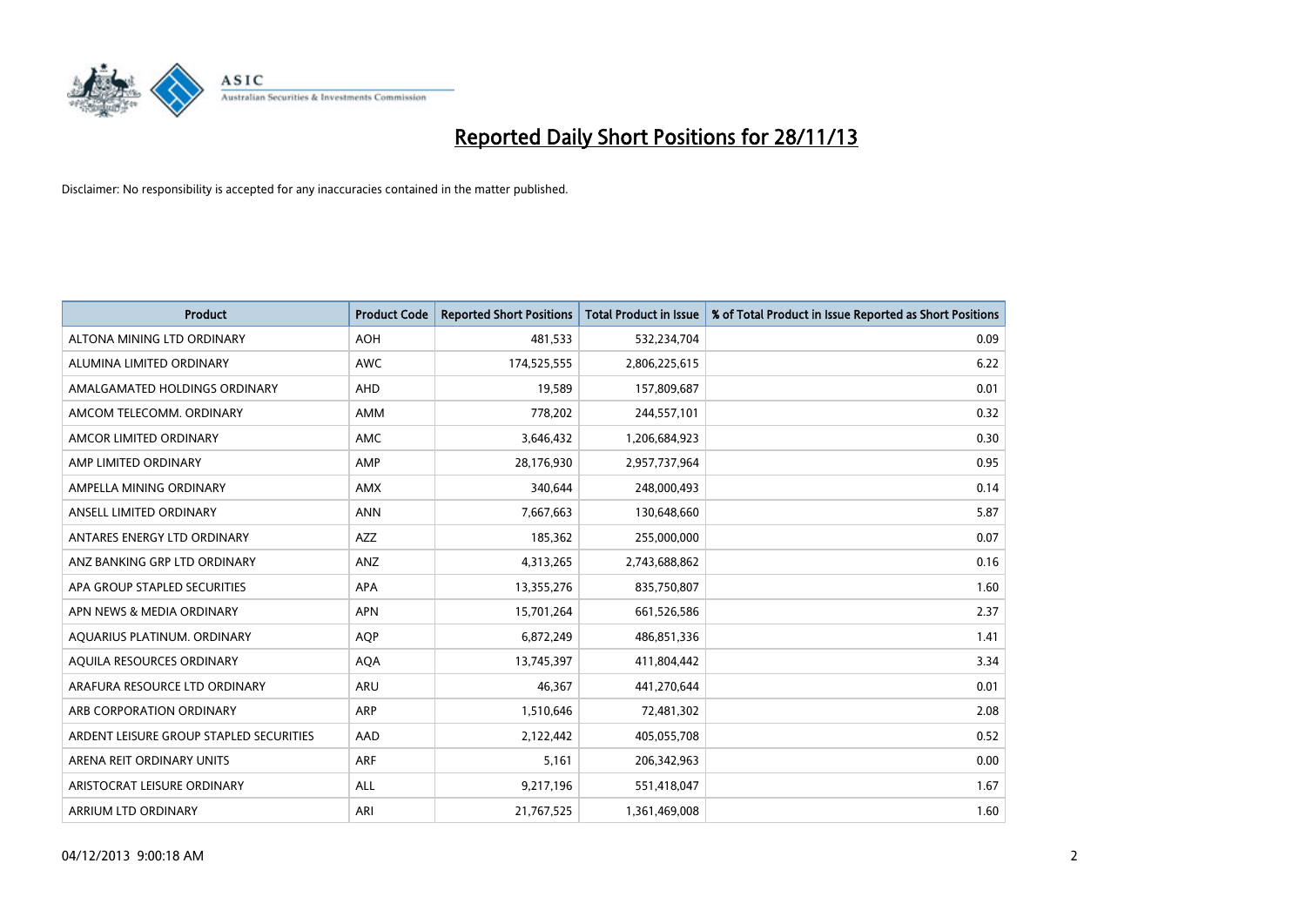# Reported Daily Short Positions for 28/11/13

Disclaimer: No responsibility is accepted for any inaccuracies contained in the matter published.

| Product | Product Code | Reported Short Positions | Total Product in Issue | % of Total Product in Issue Reported as Short Positions |
|---|---|---|---|---|
| ALTONA MINING LTD ORDINARY | AOH | 481,533 | 532,234,704 | 0.09 |
| ALUMINA LIMITED ORDINARY | AWC | 174,525,555 | 2,806,225,615 | 6.22 |
| AMALGAMATED HOLDINGS ORDINARY | AHD | 19,589 | 157,809,687 | 0.01 |
| AMCOM TELECOMM. ORDINARY | AMM | 778,202 | 244,557,101 | 0.32 |
| AMCOR LIMITED ORDINARY | AMC | 3,646,432 | 1,206,684,923 | 0.30 |
| AMP LIMITED ORDINARY | AMP | 28,176,930 | 2,957,737,964 | 0.95 |
| AMPELLA MINING ORDINARY | AMX | 340,644 | 248,000,493 | 0.14 |
| ANSELL LIMITED ORDINARY | ANN | 7,667,663 | 130,648,660 | 5.87 |
| ANTARES ENERGY LTD ORDINARY | AZZ | 185,362 | 255,000,000 | 0.07 |
| ANZ BANKING GRP LTD ORDINARY | ANZ | 4,313,265 | 2,743,688,862 | 0.16 |
| APA GROUP STAPLED SECURITIES | APA | 13,355,276 | 835,750,807 | 1.60 |
| APN NEWS & MEDIA ORDINARY | APN | 15,701,264 | 661,526,586 | 2.37 |
| AQUARIUS PLATINUM. ORDINARY | AQP | 6,872,249 | 486,851,336 | 1.41 |
| AQUILA RESOURCES ORDINARY | AQA | 13,745,397 | 411,804,442 | 3.34 |
| ARAFURA RESOURCE LTD ORDINARY | ARU | 46,367 | 441,270,644 | 0.01 |
| ARB CORPORATION ORDINARY | ARP | 1,510,646 | 72,481,302 | 2.08 |
| ARDENT LEISURE GROUP STAPLED SECURITIES | AAD | 2,122,442 | 405,055,708 | 0.52 |
| ARENA REIT ORDINARY UNITS | ARF | 5,161 | 206,342,963 | 0.00 |
| ARISTOCRAT LEISURE ORDINARY | ALL | 9,217,196 | 551,418,047 | 1.67 |
| ARRIUM LTD ORDINARY | ARI | 21,767,525 | 1,361,469,008 | 1.60 |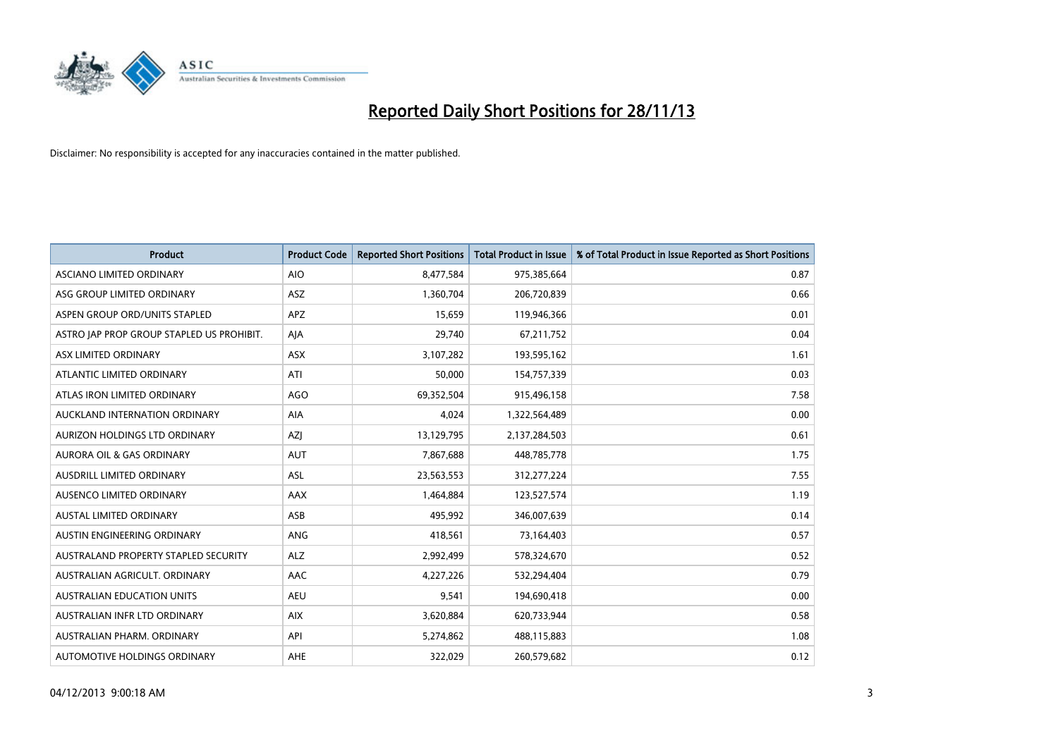# Reported Daily Short Positions for 28/11/13

Disclaimer: No responsibility is accepted for any inaccuracies contained in the matter published.

| Product | Product Code | Reported Short Positions | Total Product in Issue | % of Total Product in Issue Reported as Short Positions |
|---|---|---|---|---|
| ASCIANO LIMITED ORDINARY | AIO | 8,477,584 | 975,385,664 | 0.87 |
| ASG GROUP LIMITED ORDINARY | ASZ | 1,360,704 | 206,720,839 | 0.66 |
| ASPEN GROUP ORD/UNITS STAPLED | APZ | 15,659 | 119,946,366 | 0.01 |
| ASTRO JAP PROP GROUP STAPLED US PROHIBIT. | AJA | 29,740 | 67,211,752 | 0.04 |
| ASX LIMITED ORDINARY | ASX | 3,107,282 | 193,595,162 | 1.61 |
| ATLANTIC LIMITED ORDINARY | ATI | 50,000 | 154,757,339 | 0.03 |
| ATLAS IRON LIMITED ORDINARY | AGO | 69,352,504 | 915,496,158 | 7.58 |
| AUCKLAND INTERNATION ORDINARY | AIA | 4,024 | 1,322,564,489 | 0.00 |
| AURIZON HOLDINGS LTD ORDINARY | AZJ | 13,129,795 | 2,137,284,503 | 0.61 |
| AURORA OIL & GAS ORDINARY | AUT | 7,867,688 | 448,785,778 | 1.75 |
| AUSDRILL LIMITED ORDINARY | ASL | 23,563,553 | 312,277,224 | 7.55 |
| AUSENCO LIMITED ORDINARY | AAX | 1,464,884 | 123,527,574 | 1.19 |
| AUSTAL LIMITED ORDINARY | ASB | 495,992 | 346,007,639 | 0.14 |
| AUSTIN ENGINEERING ORDINARY | ANG | 418,561 | 73,164,403 | 0.57 |
| AUSTRALAND PROPERTY STAPLED SECURITY | ALZ | 2,992,499 | 578,324,670 | 0.52 |
| AUSTRALIAN AGRICULT. ORDINARY | AAC | 4,227,226 | 532,294,404 | 0.79 |
| AUSTRALIAN EDUCATION UNITS | AEU | 9,541 | 194,690,418 | 0.00 |
| AUSTRALIAN INFR LTD ORDINARY | AIX | 3,620,884 | 620,733,944 | 0.58 |
| AUSTRALIAN PHARM. ORDINARY | API | 5,274,862 | 488,115,883 | 1.08 |
| AUTOMOTIVE HOLDINGS ORDINARY | AHE | 322,029 | 260,579,682 | 0.12 |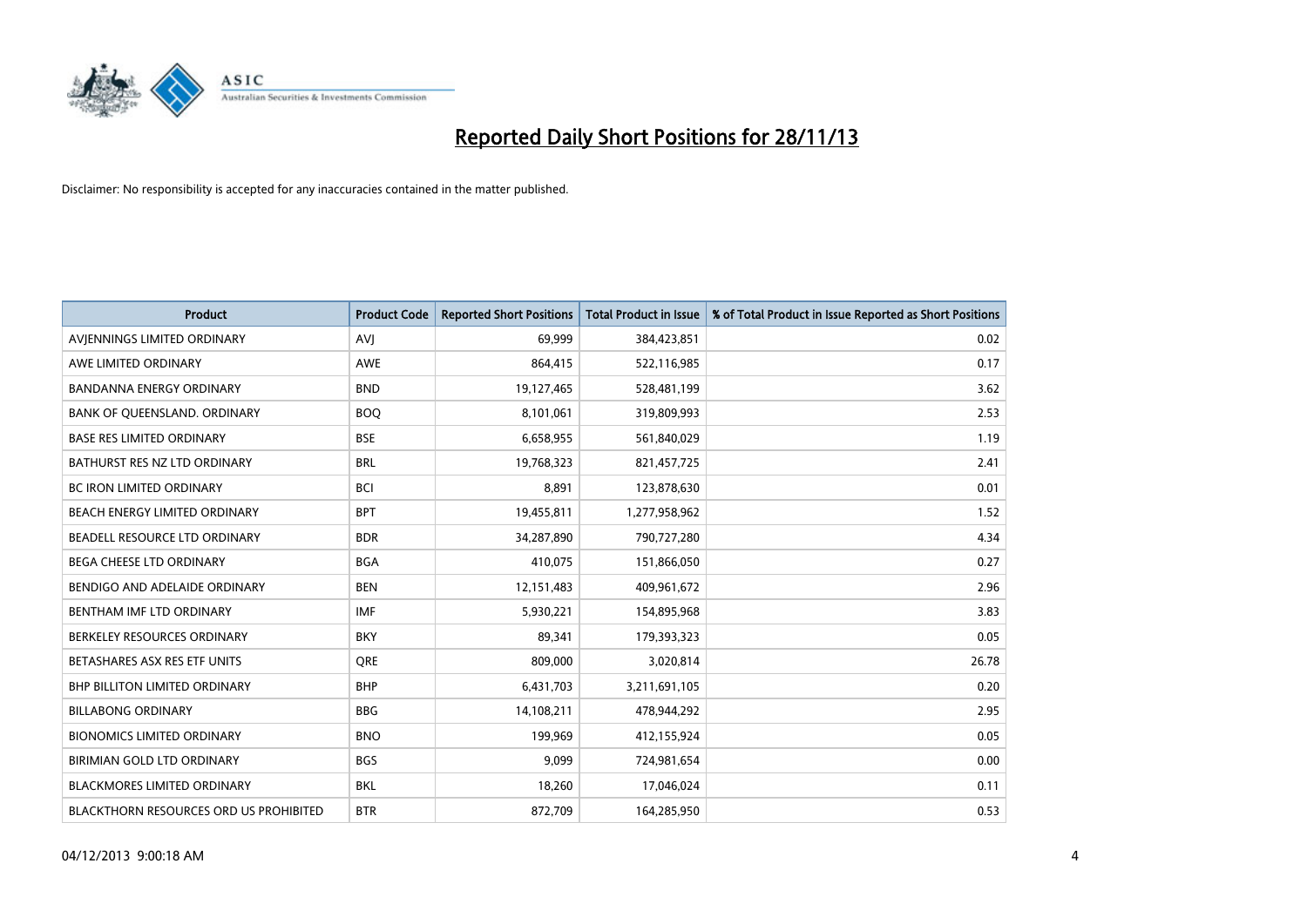# Reported Daily Short Positions for 28/11/13

Disclaimer: No responsibility is accepted for any inaccuracies contained in the matter published.

| Product | Product Code | Reported Short Positions | Total Product in Issue | % of Total Product in Issue Reported as Short Positions |
|---|---|---|---|---|
| AVJENNINGS LIMITED ORDINARY | AVJ | 69,999 | 384,423,851 | 0.02 |
| AWE LIMITED ORDINARY | AWE | 864,415 | 522,116,985 | 0.17 |
| BANDANNA ENERGY ORDINARY | BND | 19,127,465 | 528,481,199 | 3.62 |
| BANK OF QUEENSLAND. ORDINARY | BOQ | 8,101,061 | 319,809,993 | 2.53 |
| BASE RES LIMITED ORDINARY | BSE | 6,658,955 | 561,840,029 | 1.19 |
| BATHURST RES NZ LTD ORDINARY | BRL | 19,768,323 | 821,457,725 | 2.41 |
| BC IRON LIMITED ORDINARY | BCI | 8,891 | 123,878,630 | 0.01 |
| BEACH ENERGY LIMITED ORDINARY | BPT | 19,455,811 | 1,277,958,962 | 1.52 |
| BEADELL RESOURCE LTD ORDINARY | BDR | 34,287,890 | 790,727,280 | 4.34 |
| BEGA CHEESE LTD ORDINARY | BGA | 410,075 | 151,866,050 | 0.27 |
| BENDIGO AND ADELAIDE ORDINARY | BEN | 12,151,483 | 409,961,672 | 2.96 |
| BENTHAM IMF LTD ORDINARY | IMF | 5,930,221 | 154,895,968 | 3.83 |
| BERKELEY RESOURCES ORDINARY | BKY | 89,341 | 179,393,323 | 0.05 |
| BETASHARES ASX RES ETF UNITS | QRE | 809,000 | 3,020,814 | 26.78 |
| BHP BILLITON LIMITED ORDINARY | BHP | 6,431,703 | 3,211,691,105 | 0.20 |
| BILLABONG ORDINARY | BBG | 14,108,211 | 478,944,292 | 2.95 |
| BIONOMICS LIMITED ORDINARY | BNO | 199,969 | 412,155,924 | 0.05 |
| BIRIMIAN GOLD LTD ORDINARY | BGS | 9,099 | 724,981,654 | 0.00 |
| BLACKMORES LIMITED ORDINARY | BKL | 18,260 | 17,046,024 | 0.11 |
| BLACKTHORN RESOURCES ORD US PROHIBITED | BTR | 872,709 | 164,285,950 | 0.53 |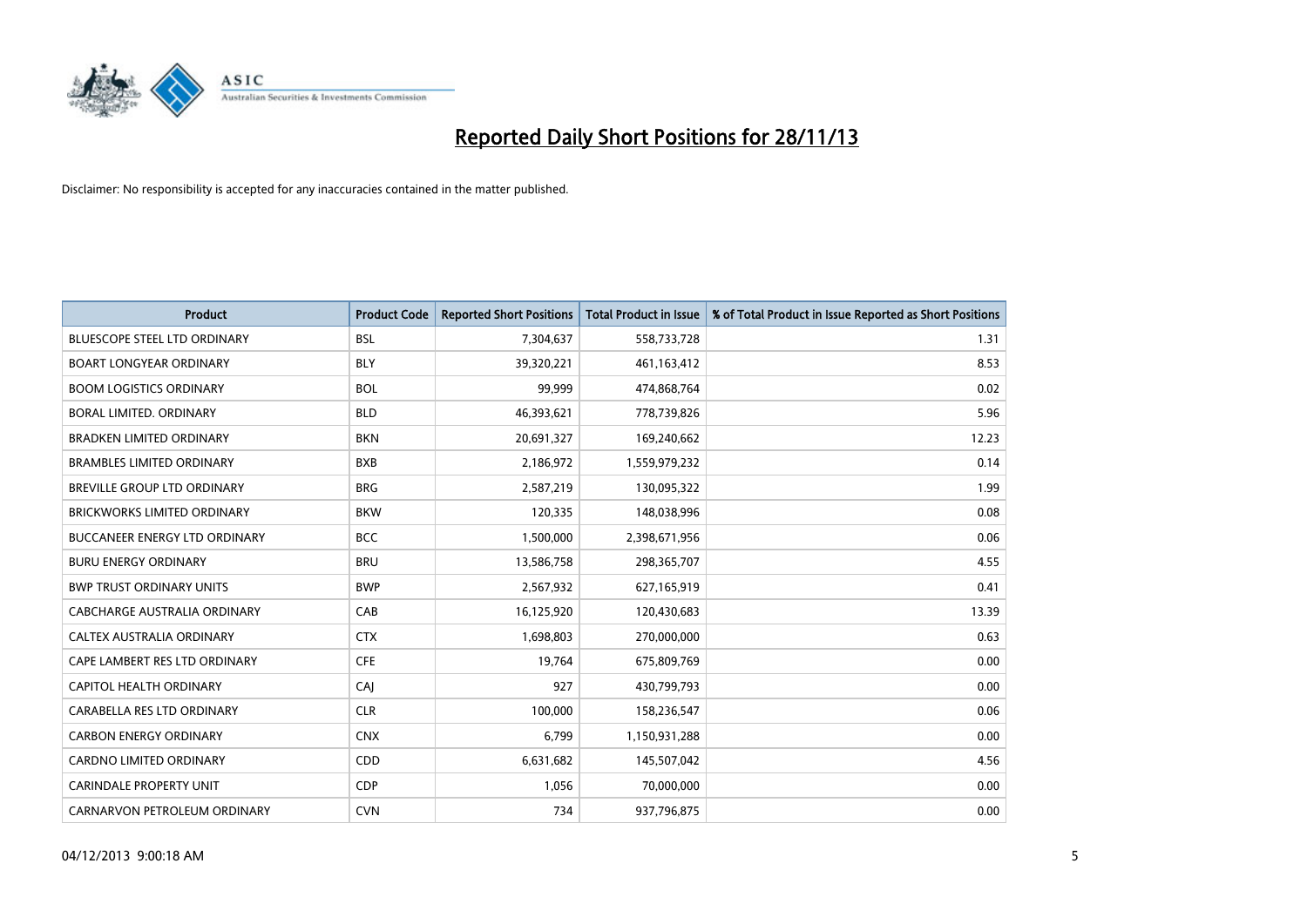# Reported Daily Short Positions for 28/11/13

Disclaimer: No responsibility is accepted for any inaccuracies contained in the matter published.

| Product | Product Code | Reported Short Positions | Total Product in Issue | % of Total Product in Issue Reported as Short Positions |
|---|---|---|---|---|
| BLUESCOPE STEEL LTD ORDINARY | BSL | 7,304,637 | 558,733,728 | 1.31 |
| BOART LONGYEAR ORDINARY | BLY | 39,320,221 | 461,163,412 | 8.53 |
| BOOM LOGISTICS ORDINARY | BOL | 99,999 | 474,868,764 | 0.02 |
| BORAL LIMITED. ORDINARY | BLD | 46,393,621 | 778,739,826 | 5.96 |
| BRADKEN LIMITED ORDINARY | BKN | 20,691,327 | 169,240,662 | 12.23 |
| BRAMBLES LIMITED ORDINARY | BXB | 2,186,972 | 1,559,979,232 | 0.14 |
| BREVILLE GROUP LTD ORDINARY | BRG | 2,587,219 | 130,095,322 | 1.99 |
| BRICKWORKS LIMITED ORDINARY | BKW | 120,335 | 148,038,996 | 0.08 |
| BUCCANEER ENERGY LTD ORDINARY | BCC | 1,500,000 | 2,398,671,956 | 0.06 |
| BURU ENERGY ORDINARY | BRU | 13,586,758 | 298,365,707 | 4.55 |
| BWP TRUST ORDINARY UNITS | BWP | 2,567,932 | 627,165,919 | 0.41 |
| CABCHARGE AUSTRALIA ORDINARY | CAB | 16,125,920 | 120,430,683 | 13.39 |
| CALTEX AUSTRALIA ORDINARY | CTX | 1,698,803 | 270,000,000 | 0.63 |
| CAPE LAMBERT RES LTD ORDINARY | CFE | 19,764 | 675,809,769 | 0.00 |
| CAPITOL HEALTH ORDINARY | CAJ | 927 | 430,799,793 | 0.00 |
| CARABELLA RES LTD ORDINARY | CLR | 100,000 | 158,236,547 | 0.06 |
| CARBON ENERGY ORDINARY | CNX | 6,799 | 1,150,931,288 | 0.00 |
| CARDNO LIMITED ORDINARY | CDD | 6,631,682 | 145,507,042 | 4.56 |
| CARINDALE PROPERTY UNIT | CDP | 1,056 | 70,000,000 | 0.00 |
| CARNARVON PETROLEUM ORDINARY | CVN | 734 | 937,796,875 | 0.00 |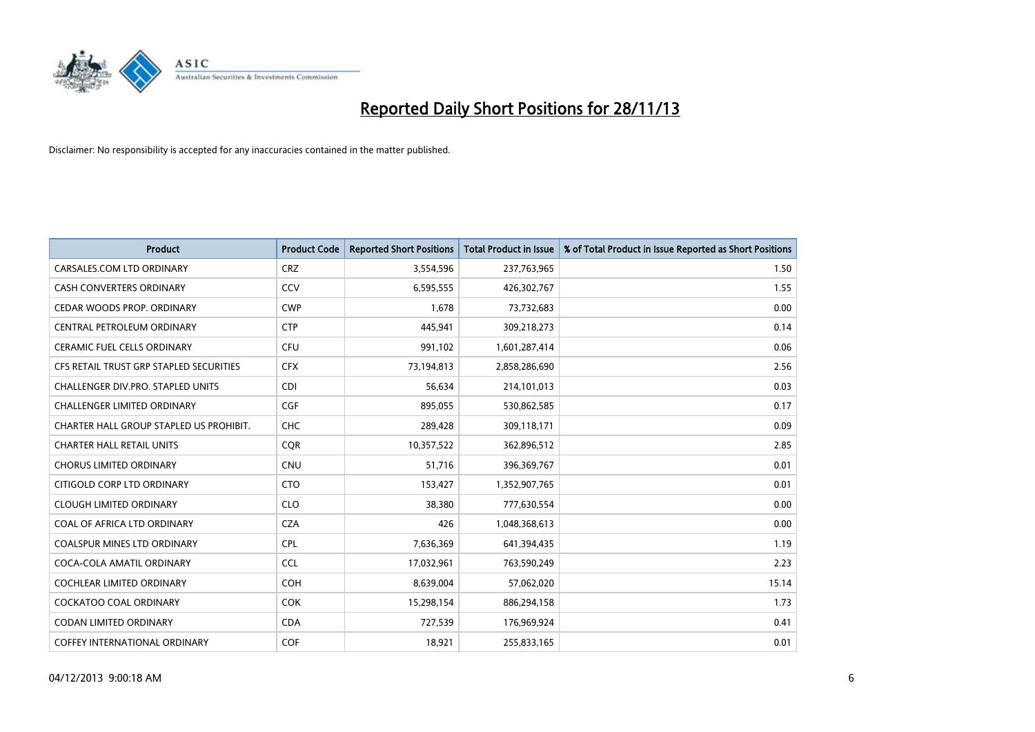# Reported Daily Short Positions for 28/11/13

Disclaimer: No responsibility is accepted for any inaccuracies contained in the matter published.

| Product | Product Code | Reported Short Positions | Total Product in Issue | % of Total Product in Issue Reported as Short Positions |
|---|---|---|---|---|
| CARSALES.COM LTD ORDINARY | CRZ | 3,554,596 | 237,763,965 | 1.50 |
| CASH CONVERTERS ORDINARY | CCV | 6,595,555 | 426,302,767 | 1.55 |
| CEDAR WOODS PROP. ORDINARY | CWP | 1,678 | 73,732,683 | 0.00 |
| CENTRAL PETROLEUM ORDINARY | CTP | 445,941 | 309,218,273 | 0.14 |
| CERAMIC FUEL CELLS ORDINARY | CFU | 991,102 | 1,601,287,414 | 0.06 |
| CFS RETAIL TRUST GRP STAPLED SECURITIES | CFX | 73,194,813 | 2,858,286,690 | 2.56 |
| CHALLENGER DIV.PRO. STAPLED UNITS | CDI | 56,634 | 214,101,013 | 0.03 |
| CHALLENGER LIMITED ORDINARY | CGF | 895,055 | 530,862,585 | 0.17 |
| CHARTER HALL GROUP STAPLED US PROHIBIT. | CHC | 289,428 | 309,118,171 | 0.09 |
| CHARTER HALL RETAIL UNITS | CQR | 10,357,522 | 362,896,512 | 2.85 |
| CHORUS LIMITED ORDINARY | CNU | 51,716 | 396,369,767 | 0.01 |
| CITIGOLD CORP LTD ORDINARY | CTO | 153,427 | 1,352,907,765 | 0.01 |
| CLOUGH LIMITED ORDINARY | CLO | 38,380 | 777,630,554 | 0.00 |
| COAL OF AFRICA LTD ORDINARY | CZA | 426 | 1,048,368,613 | 0.00 |
| COALSPUR MINES LTD ORDINARY | CPL | 7,636,369 | 641,394,435 | 1.19 |
| COCA-COLA AMATIL ORDINARY | CCL | 17,032,961 | 763,590,249 | 2.23 |
| COCHLEAR LIMITED ORDINARY | COH | 8,639,004 | 57,062,020 | 15.14 |
| COCKATOO COAL ORDINARY | COK | 15,298,154 | 886,294,158 | 1.73 |
| CODAN LIMITED ORDINARY | CDA | 727,539 | 176,969,924 | 0.41 |
| COFFEY INTERNATIONAL ORDINARY | COF | 18,921 | 255,833,165 | 0.01 |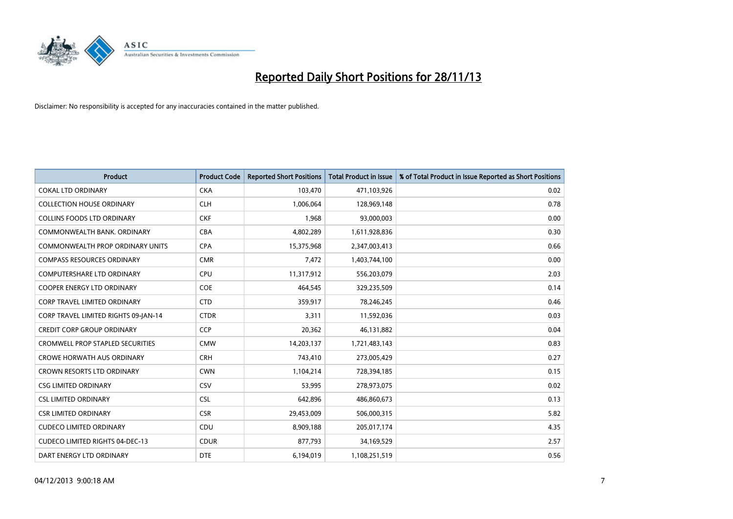# Reported Daily Short Positions for 28/11/13

Disclaimer: No responsibility is accepted for any inaccuracies contained in the matter published.

| Product | Product Code | Reported Short Positions | Total Product in Issue | % of Total Product in Issue Reported as Short Positions |
|---|---|---|---|---|
| COKAL LTD ORDINARY | CKA | 103,470 | 471,103,926 | 0.02 |
| COLLECTION HOUSE ORDINARY | CLH | 1,006,064 | 128,969,148 | 0.78 |
| COLLINS FOODS LTD ORDINARY | CKF | 1,968 | 93,000,003 | 0.00 |
| COMMONWEALTH BANK. ORDINARY | CBA | 4,802,289 | 1,611,928,836 | 0.30 |
| COMMONWEALTH PROP ORDINARY UNITS | CPA | 15,375,968 | 2,347,003,413 | 0.66 |
| COMPASS RESOURCES ORDINARY | CMR | 7,472 | 1,403,744,100 | 0.00 |
| COMPUTERSHARE LTD ORDINARY | CPU | 11,317,912 | 556,203,079 | 2.03 |
| COOPER ENERGY LTD ORDINARY | COE | 464,545 | 329,235,509 | 0.14 |
| CORP TRAVEL LIMITED ORDINARY | CTD | 359,917 | 78,246,245 | 0.46 |
| CORP TRAVEL LIMITED RIGHTS 09-JAN-14 | CTDR | 3,311 | 11,592,036 | 0.03 |
| CREDIT CORP GROUP ORDINARY | CCP | 20,362 | 46,131,882 | 0.04 |
| CROMWELL PROP STAPLED SECURITIES | CMW | 14,203,137 | 1,721,483,143 | 0.83 |
| CROWE HORWATH AUS ORDINARY | CRH | 743,410 | 273,005,429 | 0.27 |
| CROWN RESORTS LTD ORDINARY | CWN | 1,104,214 | 728,394,185 | 0.15 |
| CSG LIMITED ORDINARY | CSV | 53,995 | 278,973,075 | 0.02 |
| CSL LIMITED ORDINARY | CSL | 642,896 | 486,860,673 | 0.13 |
| CSR LIMITED ORDINARY | CSR | 29,453,009 | 506,000,315 | 5.82 |
| CUDECO LIMITED ORDINARY | CDU | 8,909,188 | 205,017,174 | 4.35 |
| CUDECO LIMITED RIGHTS 04-DEC-13 | CDUR | 877,793 | 34,169,529 | 2.57 |
| DART ENERGY LTD ORDINARY | DTE | 6,194,019 | 1,108,251,519 | 0.56 |

04/12/2013 9:00:18 AM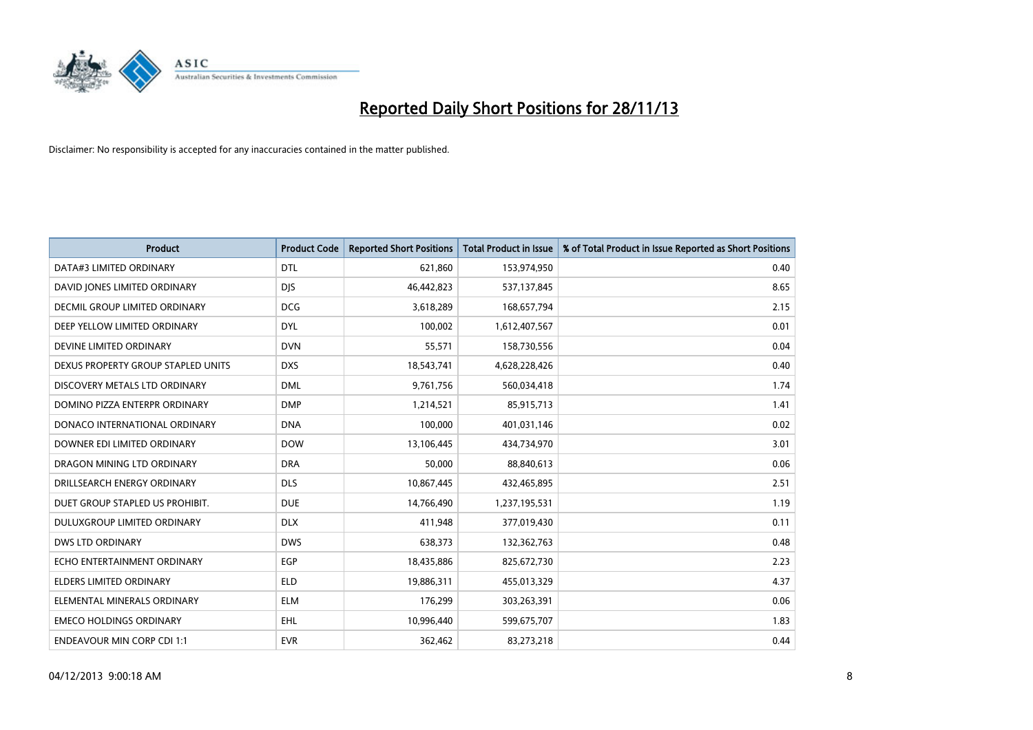# Reported Daily Short Positions for 28/11/13

Disclaimer: No responsibility is accepted for any inaccuracies contained in the matter published.

| Product | Product Code | Reported Short Positions | Total Product in Issue | % of Total Product in Issue Reported as Short Positions |
|---|---|---|---|---|
| DATA#3 LIMITED ORDINARY | DTL | 621,860 | 153,974,950 | 0.40 |
| DAVID JONES LIMITED ORDINARY | DJS | 46,442,823 | 537,137,845 | 8.65 |
| DECMIL GROUP LIMITED ORDINARY | DCG | 3,618,289 | 168,657,794 | 2.15 |
| DEEP YELLOW LIMITED ORDINARY | DYL | 100,002 | 1,612,407,567 | 0.01 |
| DEVINE LIMITED ORDINARY | DVN | 55,571 | 158,730,556 | 0.04 |
| DEXUS PROPERTY GROUP STAPLED UNITS | DXS | 18,543,741 | 4,628,228,426 | 0.40 |
| DISCOVERY METALS LTD ORDINARY | DML | 9,761,756 | 560,034,418 | 1.74 |
| DOMINO PIZZA ENTERPR ORDINARY | DMP | 1,214,521 | 85,915,713 | 1.41 |
| DONACO INTERNATIONAL ORDINARY | DNA | 100,000 | 401,031,146 | 0.02 |
| DOWNER EDI LIMITED ORDINARY | DOW | 13,106,445 | 434,734,970 | 3.01 |
| DRAGON MINING LTD ORDINARY | DRA | 50,000 | 88,840,613 | 0.06 |
| DRILLSEARCH ENERGY ORDINARY | DLS | 10,867,445 | 432,465,895 | 2.51 |
| DUET GROUP STAPLED US PROHIBIT. | DUE | 14,766,490 | 1,237,195,531 | 1.19 |
| DULUXGROUP LIMITED ORDINARY | DLX | 411,948 | 377,019,430 | 0.11 |
| DWS LTD ORDINARY | DWS | 638,373 | 132,362,763 | 0.48 |
| ECHO ENTERTAINMENT ORDINARY | EGP | 18,435,886 | 825,672,730 | 2.23 |
| ELDERS LIMITED ORDINARY | ELD | 19,886,311 | 455,013,329 | 4.37 |
| ELEMENTAL MINERALS ORDINARY | ELM | 176,299 | 303,263,391 | 0.06 |
| EMECO HOLDINGS ORDINARY | EHL | 10,996,440 | 599,675,707 | 1.83 |
| ENDEAVOUR MIN CORP CDI 1:1 | EVR | 362,462 | 83,273,218 | 0.44 |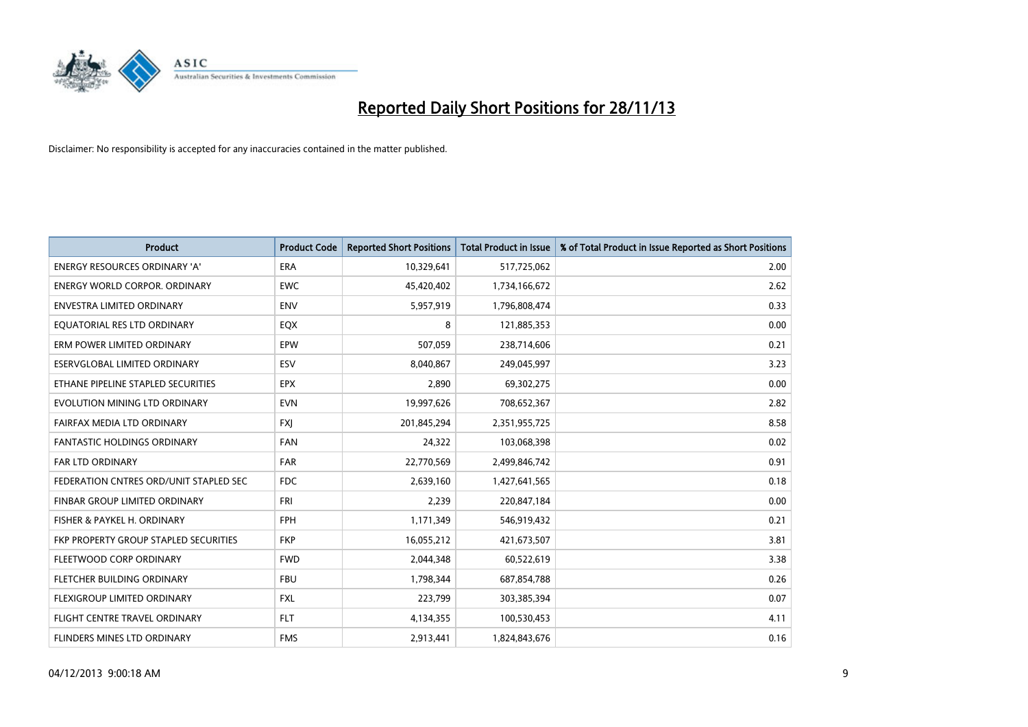# Reported Daily Short Positions for 28/11/13

Disclaimer: No responsibility is accepted for any inaccuracies contained in the matter published.

| Product | Product Code | Reported Short Positions | Total Product in Issue | % of Total Product in Issue Reported as Short Positions |
|---|---|---|---|---|
| ENERGY RESOURCES ORDINARY 'A' | ERA | 10,329,641 | 517,725,062 | 2.00 |
| ENERGY WORLD CORPOR. ORDINARY | EWC | 45,420,402 | 1,734,166,672 | 2.62 |
| ENVESTRA LIMITED ORDINARY | ENV | 5,957,919 | 1,796,808,474 | 0.33 |
| EQUATORIAL RES LTD ORDINARY | EQX | 8 | 121,885,353 | 0.00 |
| ERM POWER LIMITED ORDINARY | EPW | 507,059 | 238,714,606 | 0.21 |
| ESERVGLOBAL LIMITED ORDINARY | ESV | 8,040,867 | 249,045,997 | 3.23 |
| ETHANE PIPELINE STAPLED SECURITIES | EPX | 2,890 | 69,302,275 | 0.00 |
| EVOLUTION MINING LTD ORDINARY | EVN | 19,997,626 | 708,652,367 | 2.82 |
| FAIRFAX MEDIA LTD ORDINARY | FXJ | 201,845,294 | 2,351,955,725 | 8.58 |
| FANTASTIC HOLDINGS ORDINARY | FAN | 24,322 | 103,068,398 | 0.02 |
| FAR LTD ORDINARY | FAR | 22,770,569 | 2,499,846,742 | 0.91 |
| FEDERATION CNTRES ORD/UNIT STAPLED SEC | FDC | 2,639,160 | 1,427,641,565 | 0.18 |
| FINBAR GROUP LIMITED ORDINARY | FRI | 2,239 | 220,847,184 | 0.00 |
| FISHER & PAYKEL H. ORDINARY | FPH | 1,171,349 | 546,919,432 | 0.21 |
| FKP PROPERTY GROUP STAPLED SECURITIES | FKP | 16,055,212 | 421,673,507 | 3.81 |
| FLEETWOOD CORP ORDINARY | FWD | 2,044,348 | 60,522,619 | 3.38 |
| FLETCHER BUILDING ORDINARY | FBU | 1,798,344 | 687,854,788 | 0.26 |
| FLEXIGROUP LIMITED ORDINARY | FXL | 223,799 | 303,385,394 | 0.07 |
| FLIGHT CENTRE TRAVEL ORDINARY | FLT | 4,134,355 | 100,530,453 | 4.11 |
| FLINDERS MINES LTD ORDINARY | FMS | 2,913,441 | 1,824,843,676 | 0.16 |

04/12/2013 9:00:18 AM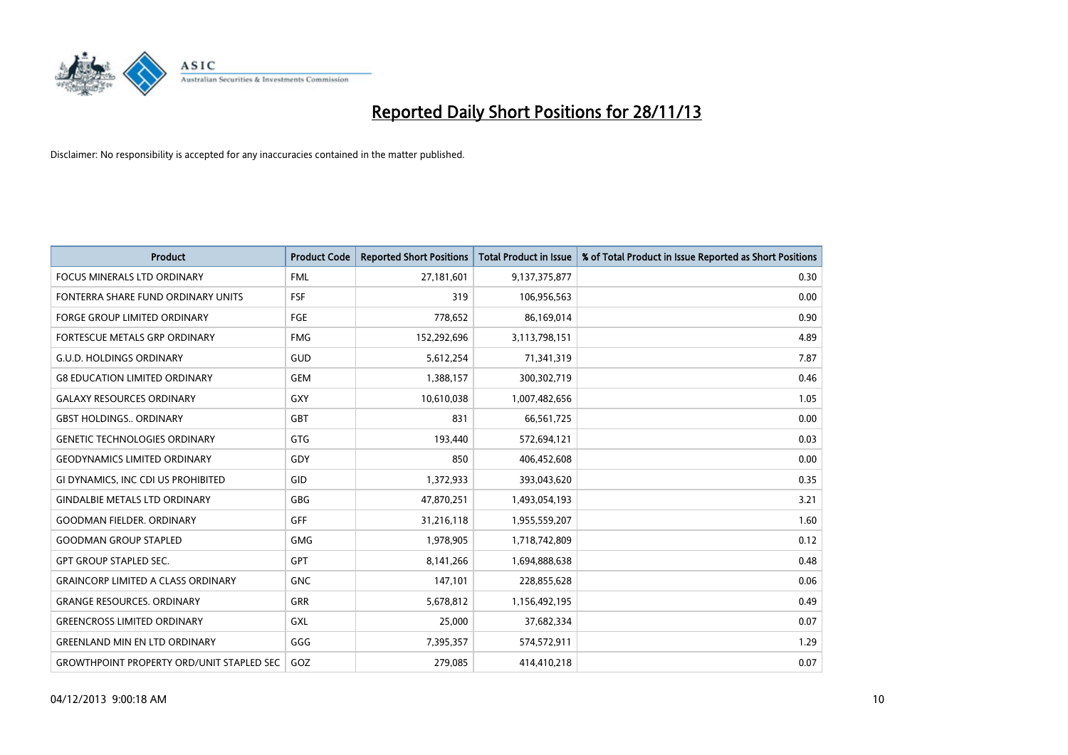# Reported Daily Short Positions for 28/11/13

Disclaimer: No responsibility is accepted for any inaccuracies contained in the matter published.

| Product | Product Code | Reported Short Positions | Total Product in Issue | % of Total Product in Issue Reported as Short Positions |
|---|---|---|---|---|
| FOCUS MINERALS LTD ORDINARY | FML | 27,181,601 | 9,137,375,877 | 0.30 |
| FONTERRA SHARE FUND ORDINARY UNITS | FSF | 319 | 106,956,563 | 0.00 |
| FORGE GROUP LIMITED ORDINARY | FGE | 778,652 | 86,169,014 | 0.90 |
| FORTESCUE METALS GRP ORDINARY | FMG | 152,292,696 | 3,113,798,151 | 4.89 |
| G.U.D. HOLDINGS ORDINARY | GUD | 5,612,254 | 71,341,319 | 7.87 |
| G8 EDUCATION LIMITED ORDINARY | GEM | 1,388,157 | 300,302,719 | 0.46 |
| GALAXY RESOURCES ORDINARY | GXY | 10,610,038 | 1,007,482,656 | 1.05 |
| GBST HOLDINGS.. ORDINARY | GBT | 831 | 66,561,725 | 0.00 |
| GENETIC TECHNOLOGIES ORDINARY | GTG | 193,440 | 572,694,121 | 0.03 |
| GEODYNAMICS LIMITED ORDINARY | GDY | 850 | 406,452,608 | 0.00 |
| GI DYNAMICS, INC CDI US PROHIBITED | GID | 1,372,933 | 393,043,620 | 0.35 |
| GINDALBIE METALS LTD ORDINARY | GBG | 47,870,251 | 1,493,054,193 | 3.21 |
| GOODMAN FIELDER. ORDINARY | GFF | 31,216,118 | 1,955,559,207 | 1.60 |
| GOODMAN GROUP STAPLED | GMG | 1,978,905 | 1,718,742,809 | 0.12 |
| GPT GROUP STAPLED SEC. | GPT | 8,141,266 | 1,694,888,638 | 0.48 |
| GRAINCORP LIMITED A CLASS ORDINARY | GNC | 147,101 | 228,855,628 | 0.06 |
| GRANGE RESOURCES. ORDINARY | GRR | 5,678,812 | 1,156,492,195 | 0.49 |
| GREENCROSS LIMITED ORDINARY | GXL | 25,000 | 37,682,334 | 0.07 |
| GREENLAND MIN EN LTD ORDINARY | GGG | 7,395,357 | 574,572,911 | 1.29 |
| GROWTHPOINT PROPERTY ORD/UNIT STAPLED SEC | GOZ | 279,085 | 414,410,218 | 0.07 |

04/12/2013 9:00:18 AM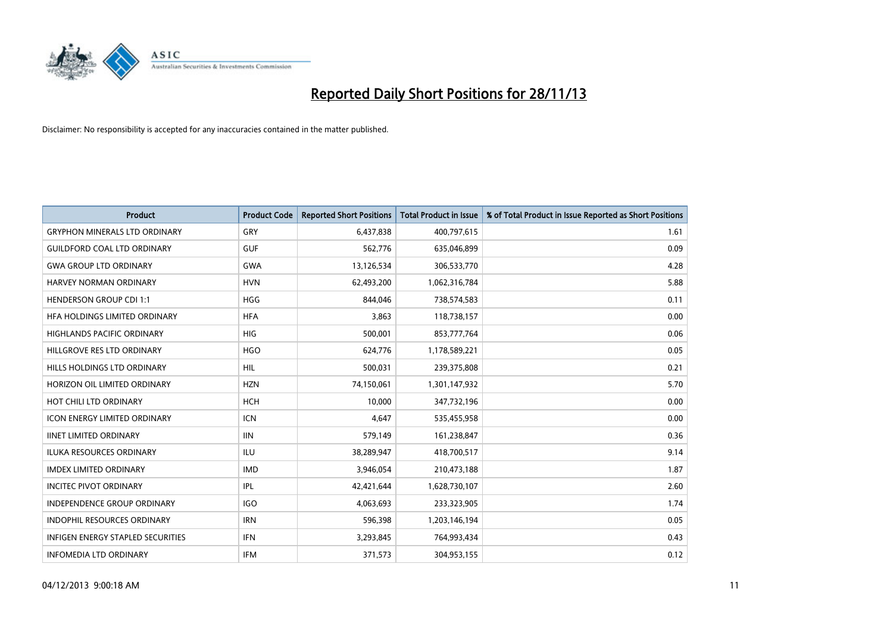# Reported Daily Short Positions for 28/11/13

Disclaimer: No responsibility is accepted for any inaccuracies contained in the matter published.

| Product | Product Code | Reported Short Positions | Total Product in Issue | % of Total Product in Issue Reported as Short Positions |
|---|---|---|---|---|
| GRYPHON MINERALS LTD ORDINARY | GRY | 6,437,838 | 400,797,615 | 1.61 |
| GUILDFORD COAL LTD ORDINARY | GUF | 562,776 | 635,046,899 | 0.09 |
| GWA GROUP LTD ORDINARY | GWA | 13,126,534 | 306,533,770 | 4.28 |
| HARVEY NORMAN ORDINARY | HVN | 62,493,200 | 1,062,316,784 | 5.88 |
| HENDERSON GROUP CDI 1:1 | HGG | 844,046 | 738,574,583 | 0.11 |
| HFA HOLDINGS LIMITED ORDINARY | HFA | 3,863 | 118,738,157 | 0.00 |
| HIGHLANDS PACIFIC ORDINARY | HIG | 500,001 | 853,777,764 | 0.06 |
| HILLGROVE RES LTD ORDINARY | HGO | 624,776 | 1,178,589,221 | 0.05 |
| HILLS HOLDINGS LTD ORDINARY | HIL | 500,031 | 239,375,808 | 0.21 |
| HORIZON OIL LIMITED ORDINARY | HZN | 74,150,061 | 1,301,147,932 | 5.70 |
| HOT CHILI LTD ORDINARY | HCH | 10,000 | 347,732,196 | 0.00 |
| ICON ENERGY LIMITED ORDINARY | ICN | 4,647 | 535,455,958 | 0.00 |
| IINET LIMITED ORDINARY | IIN | 579,149 | 161,238,847 | 0.36 |
| ILUKA RESOURCES ORDINARY | ILU | 38,289,947 | 418,700,517 | 9.14 |
| IMDEX LIMITED ORDINARY | IMD | 3,946,054 | 210,473,188 | 1.87 |
| INCITEC PIVOT ORDINARY | IPL | 42,421,644 | 1,628,730,107 | 2.60 |
| INDEPENDENCE GROUP ORDINARY | IGO | 4,063,693 | 233,323,905 | 1.74 |
| INDOPHIL RESOURCES ORDINARY | IRN | 596,398 | 1,203,146,194 | 0.05 |
| INFIGEN ENERGY STAPLED SECURITIES | IFN | 3,293,845 | 764,993,434 | 0.43 |
| INFOMEDIA LTD ORDINARY | IFM | 371,573 | 304,953,155 | 0.12 |

04/12/2013 9:00:18 AM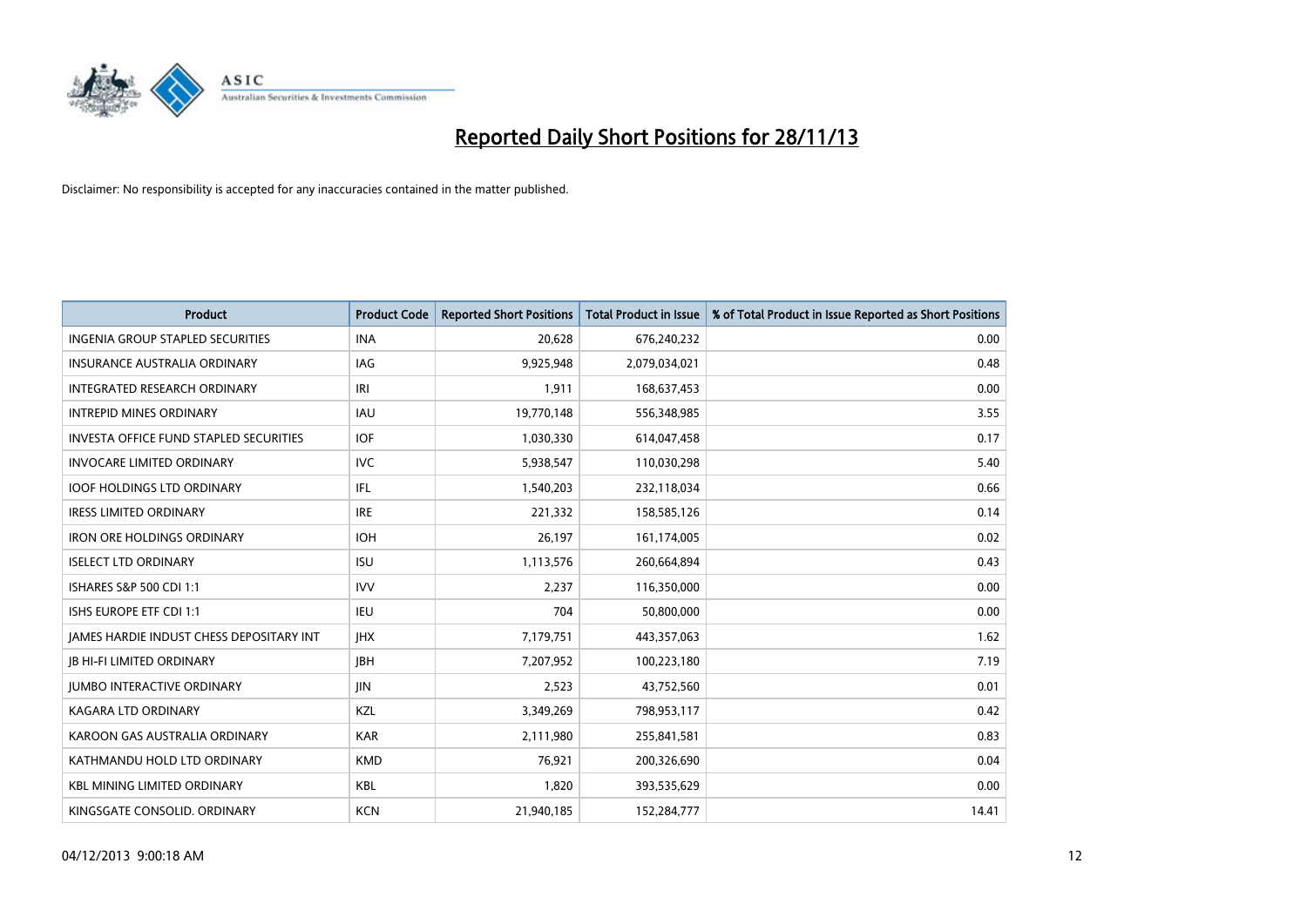# Reported Daily Short Positions for 28/11/13

Disclaimer: No responsibility is accepted for any inaccuracies contained in the matter published.

| Product | Product Code | Reported Short Positions | Total Product in Issue | % of Total Product in Issue Reported as Short Positions |
|---|---|---|---|---|
| INGENIA GROUP STAPLED SECURITIES | INA | 20,628 | 676,240,232 | 0.00 |
| INSURANCE AUSTRALIA ORDINARY | IAG | 9,925,948 | 2,079,034,021 | 0.48 |
| INTEGRATED RESEARCH ORDINARY | IRI | 1,911 | 168,637,453 | 0.00 |
| INTREPID MINES ORDINARY | IAU | 19,770,148 | 556,348,985 | 3.55 |
| INVESTA OFFICE FUND STAPLED SECURITIES | IOF | 1,030,330 | 614,047,458 | 0.17 |
| INVOCARE LIMITED ORDINARY | IVC | 5,938,547 | 110,030,298 | 5.40 |
| IOOF HOLDINGS LTD ORDINARY | IFL | 1,540,203 | 232,118,034 | 0.66 |
| IRESS LIMITED ORDINARY | IRE | 221,332 | 158,585,126 | 0.14 |
| IRON ORE HOLDINGS ORDINARY | IOH | 26,197 | 161,174,005 | 0.02 |
| ISELECT LTD ORDINARY | ISU | 1,113,576 | 260,664,894 | 0.43 |
| ISHARES S&P 500 CDI 1:1 | IVV | 2,237 | 116,350,000 | 0.00 |
| ISHS EUROPE ETF CDI 1:1 | IEU | 704 | 50,800,000 | 0.00 |
| JAMES HARDIE INDUST CHESS DEPOSITARY INT | JHX | 7,179,751 | 443,357,063 | 1.62 |
| JB HI-FI LIMITED ORDINARY | JBH | 7,207,952 | 100,223,180 | 7.19 |
| JUMBO INTERACTIVE ORDINARY | JIN | 2,523 | 43,752,560 | 0.01 |
| KAGARA LTD ORDINARY | KZL | 3,349,269 | 798,953,117 | 0.42 |
| KAROON GAS AUSTRALIA ORDINARY | KAR | 2,111,980 | 255,841,581 | 0.83 |
| KATHMANDU HOLD LTD ORDINARY | KMD | 76,921 | 200,326,690 | 0.04 |
| KBL MINING LIMITED ORDINARY | KBL | 1,820 | 393,535,629 | 0.00 |
| KINGSGATE CONSOLID. ORDINARY | KCN | 21,940,185 | 152,284,777 | 14.41 |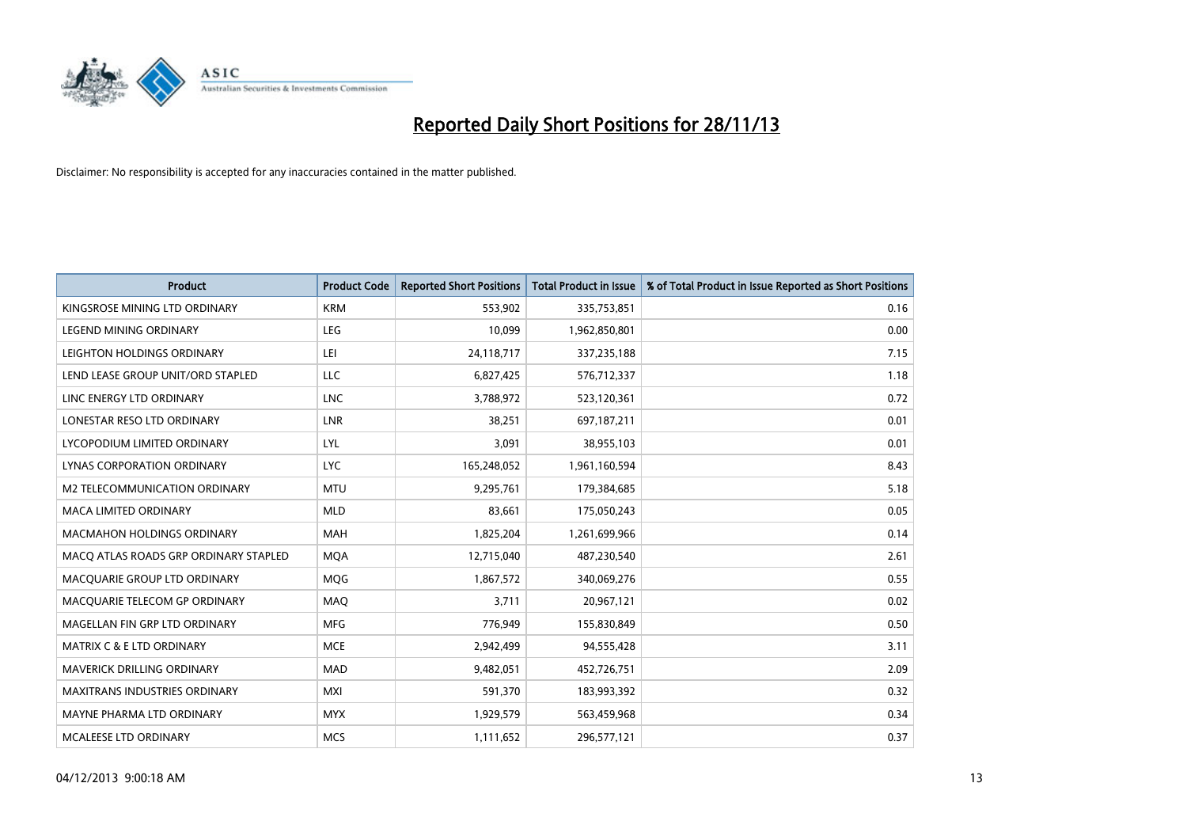# Reported Daily Short Positions for 28/11/13

Disclaimer: No responsibility is accepted for any inaccuracies contained in the matter published.

| Product | Product Code | Reported Short Positions | Total Product in Issue | % of Total Product in Issue Reported as Short Positions |
|---|---|---|---|---|
| KINGSROSE MINING LTD ORDINARY | KRM | 553,902 | 335,753,851 | 0.16 |
| LEGEND MINING ORDINARY | LEG | 10,099 | 1,962,850,801 | 0.00 |
| LEIGHTON HOLDINGS ORDINARY | LEI | 24,118,717 | 337,235,188 | 7.15 |
| LEND LEASE GROUP UNIT/ORD STAPLED | LLC | 6,827,425 | 576,712,337 | 1.18 |
| LINC ENERGY LTD ORDINARY | LNC | 3,788,972 | 523,120,361 | 0.72 |
| LONESTAR RESO LTD ORDINARY | LNR | 38,251 | 697,187,211 | 0.01 |
| LYCOPODIUM LIMITED ORDINARY | LYL | 3,091 | 38,955,103 | 0.01 |
| LYNAS CORPORATION ORDINARY | LYC | 165,248,052 | 1,961,160,594 | 8.43 |
| M2 TELECOMMUNICATION ORDINARY | MTU | 9,295,761 | 179,384,685 | 5.18 |
| MACA LIMITED ORDINARY | MLD | 83,661 | 175,050,243 | 0.05 |
| MACMAHON HOLDINGS ORDINARY | MAH | 1,825,204 | 1,261,699,966 | 0.14 |
| MACQ ATLAS ROADS GRP ORDINARY STAPLED | MQA | 12,715,040 | 487,230,540 | 2.61 |
| MACQUARIE GROUP LTD ORDINARY | MQG | 1,867,572 | 340,069,276 | 0.55 |
| MACQUARIE TELECOM GP ORDINARY | MAQ | 3,711 | 20,967,121 | 0.02 |
| MAGELLAN FIN GRP LTD ORDINARY | MFG | 776,949 | 155,830,849 | 0.50 |
| MATRIX C & E LTD ORDINARY | MCE | 2,942,499 | 94,555,428 | 3.11 |
| MAVERICK DRILLING ORDINARY | MAD | 9,482,051 | 452,726,751 | 2.09 |
| MAXITRANS INDUSTRIES ORDINARY | MXI | 591,370 | 183,993,392 | 0.32 |
| MAYNE PHARMA LTD ORDINARY | MYX | 1,929,579 | 563,459,968 | 0.34 |
| MCALEESE LTD ORDINARY | MCS | 1,111,652 | 296,577,121 | 0.37 |

04/12/2013 9:00:18 AM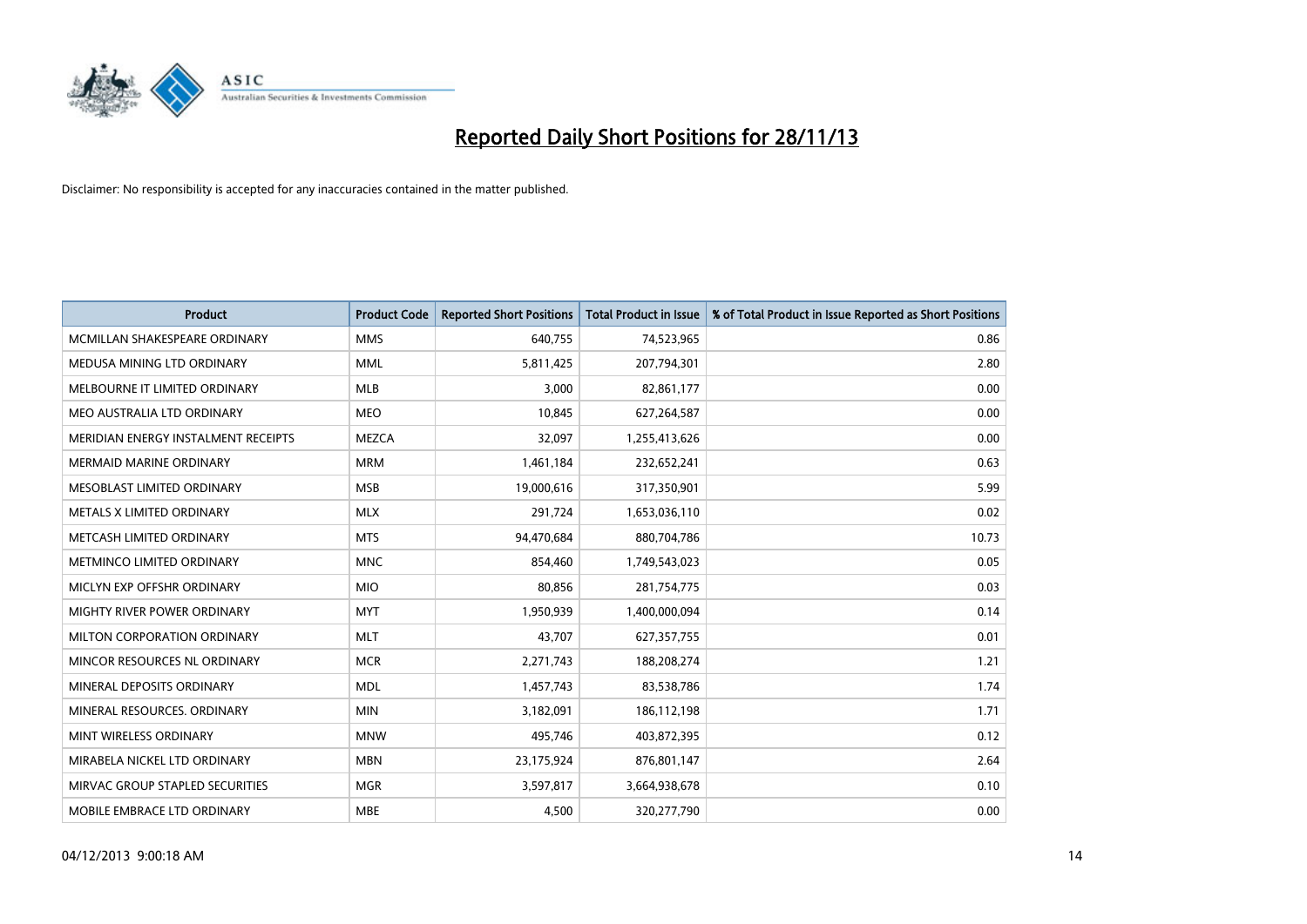# Reported Daily Short Positions for 28/11/13

Disclaimer: No responsibility is accepted for any inaccuracies contained in the matter published.

| Product | Product Code | Reported Short Positions | Total Product in Issue | % of Total Product in Issue Reported as Short Positions |
|---|---|---|---|---|
| MCMILLAN SHAKESPEARE ORDINARY | MMS | 640,755 | 74,523,965 | 0.86 |
| MEDUSA MINING LTD ORDINARY | MML | 5,811,425 | 207,794,301 | 2.80 |
| MELBOURNE IT LIMITED ORDINARY | MLB | 3,000 | 82,861,177 | 0.00 |
| MEO AUSTRALIA LTD ORDINARY | MEO | 10,845 | 627,264,587 | 0.00 |
| MERIDIAN ENERGY INSTALMENT RECEIPTS | MEZCA | 32,097 | 1,255,413,626 | 0.00 |
| MERMAID MARINE ORDINARY | MRM | 1,461,184 | 232,652,241 | 0.63 |
| MESOBLAST LIMITED ORDINARY | MSB | 19,000,616 | 317,350,901 | 5.99 |
| METALS X LIMITED ORDINARY | MLX | 291,724 | 1,653,036,110 | 0.02 |
| METCASH LIMITED ORDINARY | MTS | 94,470,684 | 880,704,786 | 10.73 |
| METMINCO LIMITED ORDINARY | MNC | 854,460 | 1,749,543,023 | 0.05 |
| MICLYN EXP OFFSHR ORDINARY | MIO | 80,856 | 281,754,775 | 0.03 |
| MIGHTY RIVER POWER ORDINARY | MYT | 1,950,939 | 1,400,000,094 | 0.14 |
| MILTON CORPORATION ORDINARY | MLT | 43,707 | 627,357,755 | 0.01 |
| MINCOR RESOURCES NL ORDINARY | MCR | 2,271,743 | 188,208,274 | 1.21 |
| MINERAL DEPOSITS ORDINARY | MDL | 1,457,743 | 83,538,786 | 1.74 |
| MINERAL RESOURCES. ORDINARY | MIN | 3,182,091 | 186,112,198 | 1.71 |
| MINT WIRELESS ORDINARY | MNW | 495,746 | 403,872,395 | 0.12 |
| MIRABELA NICKEL LTD ORDINARY | MBN | 23,175,924 | 876,801,147 | 2.64 |
| MIRVAC GROUP STAPLED SECURITIES | MGR | 3,597,817 | 3,664,938,678 | 0.10 |
| MOBILE EMBRACE LTD ORDINARY | MBE | 4,500 | 320,277,790 | 0.00 |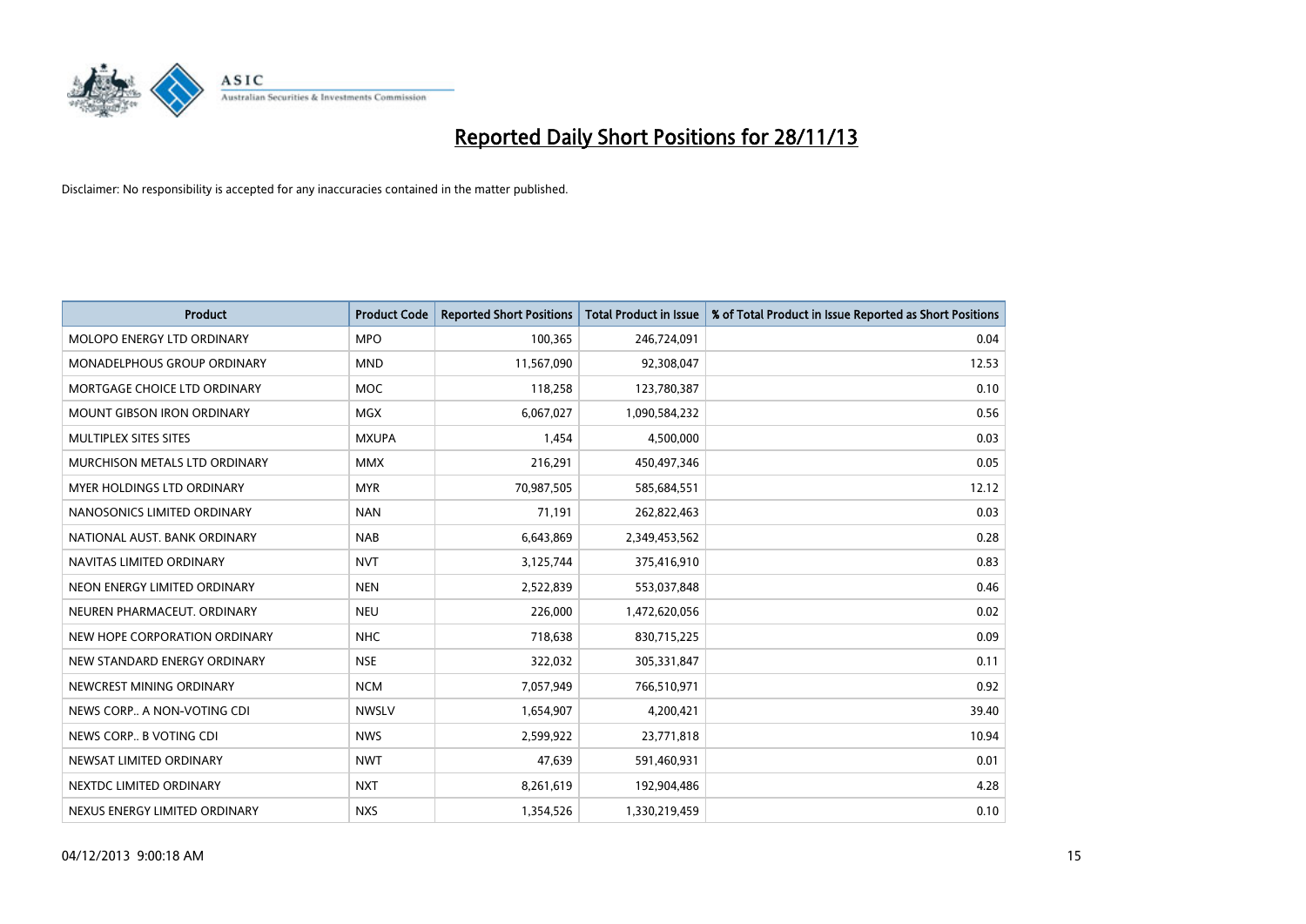# Reported Daily Short Positions for 28/11/13

Disclaimer: No responsibility is accepted for any inaccuracies contained in the matter published.

| Product | Product Code | Reported Short Positions | Total Product in Issue | % of Total Product in Issue Reported as Short Positions |
|---|---|---|---|---|
| MOLOPO ENERGY LTD ORDINARY | MPO | 100,365 | 246,724,091 | 0.04 |
| MONADELPHOUS GROUP ORDINARY | MND | 11,567,090 | 92,308,047 | 12.53 |
| MORTGAGE CHOICE LTD ORDINARY | MOC | 118,258 | 123,780,387 | 0.10 |
| MOUNT GIBSON IRON ORDINARY | MGX | 6,067,027 | 1,090,584,232 | 0.56 |
| MULTIPLEX SITES SITES | MXUPA | 1,454 | 4,500,000 | 0.03 |
| MURCHISON METALS LTD ORDINARY | MMX | 216,291 | 450,497,346 | 0.05 |
| MYER HOLDINGS LTD ORDINARY | MYR | 70,987,505 | 585,684,551 | 12.12 |
| NANOSONICS LIMITED ORDINARY | NAN | 71,191 | 262,822,463 | 0.03 |
| NATIONAL AUST. BANK ORDINARY | NAB | 6,643,869 | 2,349,453,562 | 0.28 |
| NAVITAS LIMITED ORDINARY | NVT | 3,125,744 | 375,416,910 | 0.83 |
| NEON ENERGY LIMITED ORDINARY | NEN | 2,522,839 | 553,037,848 | 0.46 |
| NEUREN PHARMACEUT. ORDINARY | NEU | 226,000 | 1,472,620,056 | 0.02 |
| NEW HOPE CORPORATION ORDINARY | NHC | 718,638 | 830,715,225 | 0.09 |
| NEW STANDARD ENERGY ORDINARY | NSE | 322,032 | 305,331,847 | 0.11 |
| NEWCREST MINING ORDINARY | NCM | 7,057,949 | 766,510,971 | 0.92 |
| NEWS CORP.. A NON-VOTING CDI | NWSLV | 1,654,907 | 4,200,421 | 39.40 |
| NEWS CORP.. B VOTING CDI | NWS | 2,599,922 | 23,771,818 | 10.94 |
| NEWSAT LIMITED ORDINARY | NWT | 47,639 | 591,460,931 | 0.01 |
| NEXTDC LIMITED ORDINARY | NXT | 8,261,619 | 192,904,486 | 4.28 |
| NEXUS ENERGY LIMITED ORDINARY | NXS | 1,354,526 | 1,330,219,459 | 0.10 |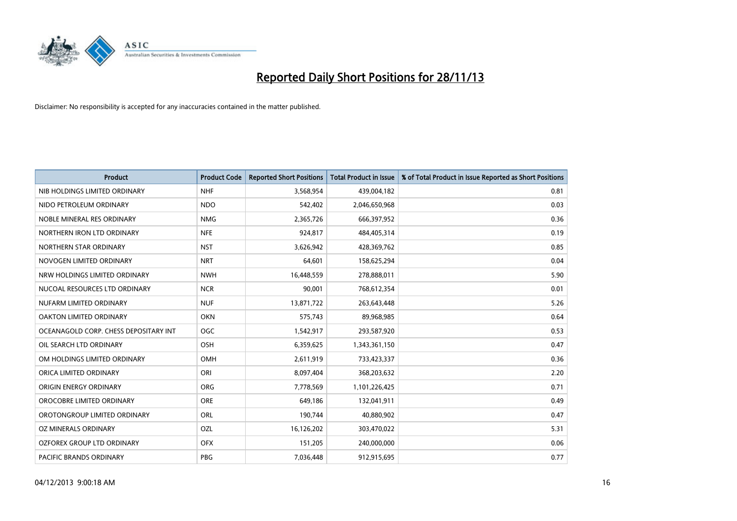# Reported Daily Short Positions for 28/11/13

Disclaimer: No responsibility is accepted for any inaccuracies contained in the matter published.

| Product | Product Code | Reported Short Positions | Total Product in Issue | % of Total Product in Issue Reported as Short Positions |
| --- | --- | --- | --- | --- |
| NIB HOLDINGS LIMITED ORDINARY | NHF | 3,568,954 | 439,004,182 | 0.81 |
| NIDO PETROLEUM ORDINARY | NDO | 542,402 | 2,046,650,968 | 0.03 |
| NOBLE MINERAL RES ORDINARY | NMG | 2,365,726 | 666,397,952 | 0.36 |
| NORTHERN IRON LTD ORDINARY | NFE | 924,817 | 484,405,314 | 0.19 |
| NORTHERN STAR ORDINARY | NST | 3,626,942 | 428,369,762 | 0.85 |
| NOVOGEN LIMITED ORDINARY | NRT | 64,601 | 158,625,294 | 0.04 |
| NRW HOLDINGS LIMITED ORDINARY | NWH | 16,448,559 | 278,888,011 | 5.90 |
| NUCOAL RESOURCES LTD ORDINARY | NCR | 90,001 | 768,612,354 | 0.01 |
| NUFARM LIMITED ORDINARY | NUF | 13,871,722 | 263,643,448 | 5.26 |
| OAKTON LIMITED ORDINARY | OKN | 575,743 | 89,968,985 | 0.64 |
| OCEANAGOLD CORP. CHESS DEPOSITARY INT | OGC | 1,542,917 | 293,587,920 | 0.53 |
| OIL SEARCH LTD ORDINARY | OSH | 6,359,625 | 1,343,361,150 | 0.47 |
| OM HOLDINGS LIMITED ORDINARY | OMH | 2,611,919 | 733,423,337 | 0.36 |
| ORICA LIMITED ORDINARY | ORI | 8,097,404 | 368,203,632 | 2.20 |
| ORIGIN ENERGY ORDINARY | ORG | 7,778,569 | 1,101,226,425 | 0.71 |
| OROCOBRE LIMITED ORDINARY | ORE | 649,186 | 132,041,911 | 0.49 |
| OROTONGROUP LIMITED ORDINARY | ORL | 190,744 | 40,880,902 | 0.47 |
| OZ MINERALS ORDINARY | OZL | 16,126,202 | 303,470,022 | 5.31 |
| OZFOREX GROUP LTD ORDINARY | OFX | 151,205 | 240,000,000 | 0.06 |
| PACIFIC BRANDS ORDINARY | PBG | 7,036,448 | 912,915,695 | 0.77 |

04/12/2013 9:00:18 AM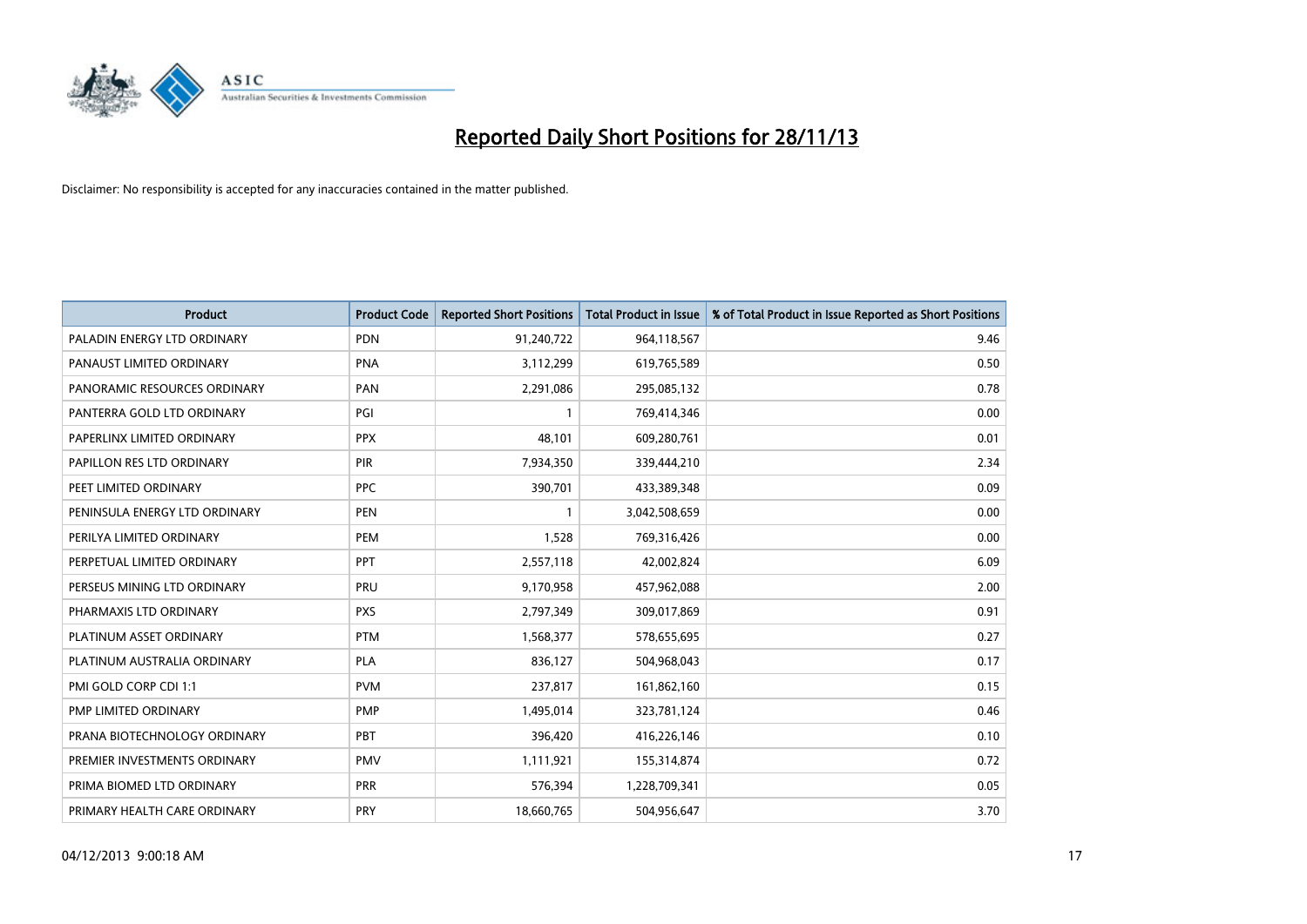# Reported Daily Short Positions for 28/11/13

Disclaimer: No responsibility is accepted for any inaccuracies contained in the matter published.

| Product | Product Code | Reported Short Positions | Total Product in Issue | % of Total Product in Issue Reported as Short Positions |
|---|---|---|---|---|
| PALADIN ENERGY LTD ORDINARY | PDN | 91,240,722 | 964,118,567 | 9.46 |
| PANAUST LIMITED ORDINARY | PNA | 3,112,299 | 619,765,589 | 0.50 |
| PANORAMIC RESOURCES ORDINARY | PAN | 2,291,086 | 295,085,132 | 0.78 |
| PANTERRA GOLD LTD ORDINARY | PGI | 1 | 769,414,346 | 0.00 |
| PAPERLINX LIMITED ORDINARY | PPX | 48,101 | 609,280,761 | 0.01 |
| PAPILLON RES LTD ORDINARY | PIR | 7,934,350 | 339,444,210 | 2.34 |
| PEET LIMITED ORDINARY | PPC | 390,701 | 433,389,348 | 0.09 |
| PENINSULA ENERGY LTD ORDINARY | PEN | 1 | 3,042,508,659 | 0.00 |
| PERILYA LIMITED ORDINARY | PEM | 1,528 | 769,316,426 | 0.00 |
| PERPETUAL LIMITED ORDINARY | PPT | 2,557,118 | 42,002,824 | 6.09 |
| PERSEUS MINING LTD ORDINARY | PRU | 9,170,958 | 457,962,088 | 2.00 |
| PHARMAXIS LTD ORDINARY | PXS | 2,797,349 | 309,017,869 | 0.91 |
| PLATINUM ASSET ORDINARY | PTM | 1,568,377 | 578,655,695 | 0.27 |
| PLATINUM AUSTRALIA ORDINARY | PLA | 836,127 | 504,968,043 | 0.17 |
| PMI GOLD CORP CDI 1:1 | PVM | 237,817 | 161,862,160 | 0.15 |
| PMP LIMITED ORDINARY | PMP | 1,495,014 | 323,781,124 | 0.46 |
| PRANA BIOTECHNOLOGY ORDINARY | PBT | 396,420 | 416,226,146 | 0.10 |
| PREMIER INVESTMENTS ORDINARY | PMV | 1,111,921 | 155,314,874 | 0.72 |
| PRIMA BIOMED LTD ORDINARY | PRR | 576,394 | 1,228,709,341 | 0.05 |
| PRIMARY HEALTH CARE ORDINARY | PRY | 18,660,765 | 504,956,647 | 3.70 |

04/12/2013 9:00:18 AM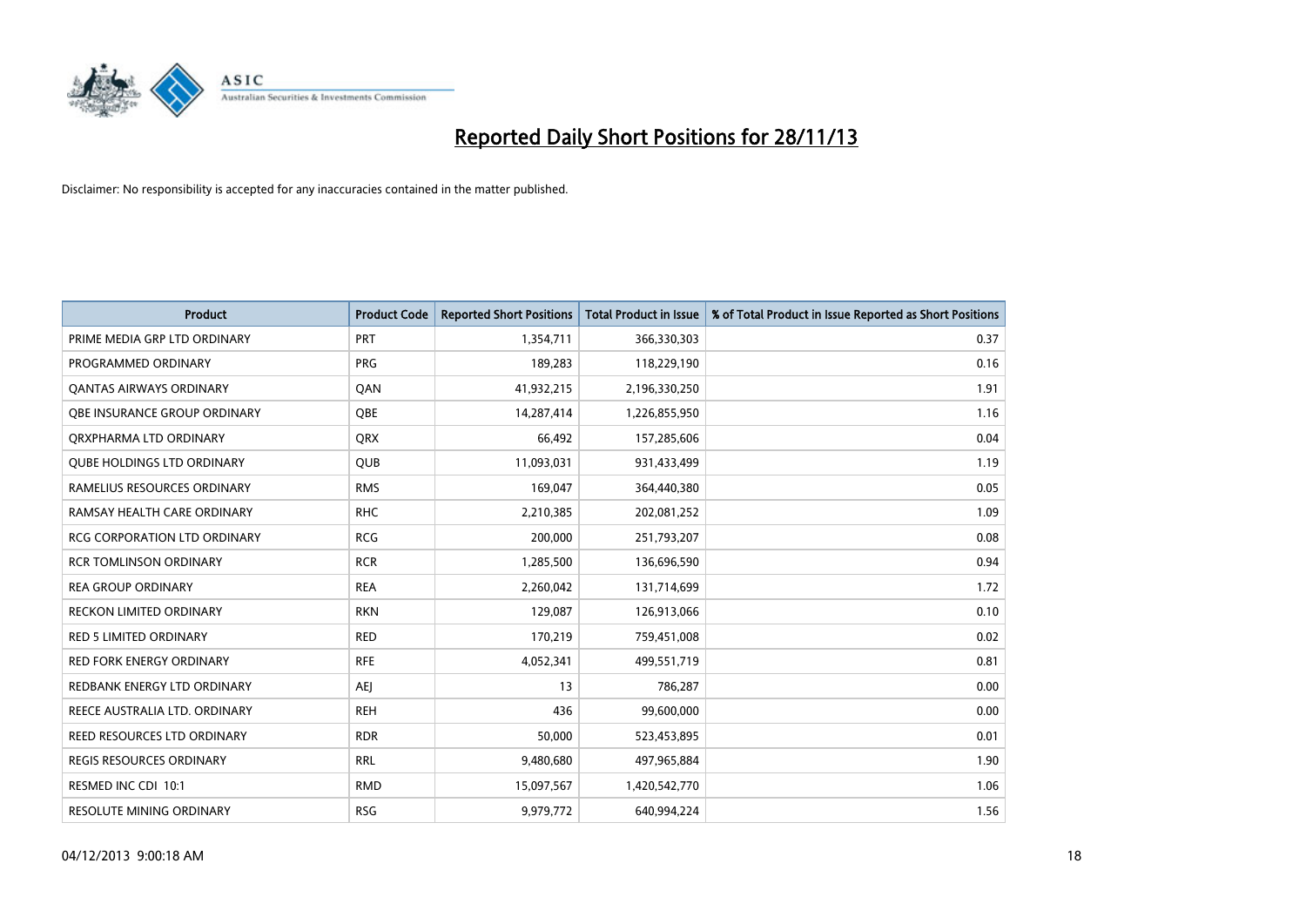# Reported Daily Short Positions for 28/11/13

Disclaimer: No responsibility is accepted for any inaccuracies contained in the matter published.

| Product | Product Code | Reported Short Positions | Total Product in Issue | % of Total Product in Issue Reported as Short Positions |
|---|---|---|---|---|
| PRIME MEDIA GRP LTD ORDINARY | PRT | 1,354,711 | 366,330,303 | 0.37 |
| PROGRAMMED ORDINARY | PRG | 189,283 | 118,229,190 | 0.16 |
| QANTAS AIRWAYS ORDINARY | QAN | 41,932,215 | 2,196,330,250 | 1.91 |
| QBE INSURANCE GROUP ORDINARY | QBE | 14,287,414 | 1,226,855,950 | 1.16 |
| QRXPHARMA LTD ORDINARY | QRX | 66,492 | 157,285,606 | 0.04 |
| QUBE HOLDINGS LTD ORDINARY | QUB | 11,093,031 | 931,433,499 | 1.19 |
| RAMELIUS RESOURCES ORDINARY | RMS | 169,047 | 364,440,380 | 0.05 |
| RAMSAY HEALTH CARE ORDINARY | RHC | 2,210,385 | 202,081,252 | 1.09 |
| RCG CORPORATION LTD ORDINARY | RCG | 200,000 | 251,793,207 | 0.08 |
| RCR TOMLINSON ORDINARY | RCR | 1,285,500 | 136,696,590 | 0.94 |
| REA GROUP ORDINARY | REA | 2,260,042 | 131,714,699 | 1.72 |
| RECKON LIMITED ORDINARY | RKN | 129,087 | 126,913,066 | 0.10 |
| RED 5 LIMITED ORDINARY | RED | 170,219 | 759,451,008 | 0.02 |
| RED FORK ENERGY ORDINARY | RFE | 4,052,341 | 499,551,719 | 0.81 |
| REDBANK ENERGY LTD ORDINARY | AEJ | 13 | 786,287 | 0.00 |
| REECE AUSTRALIA LTD. ORDINARY | REH | 436 | 99,600,000 | 0.00 |
| REED RESOURCES LTD ORDINARY | RDR | 50,000 | 523,453,895 | 0.01 |
| REGIS RESOURCES ORDINARY | RRL | 9,480,680 | 497,965,884 | 1.90 |
| RESMED INC CDI 10:1 | RMD | 15,097,567 | 1,420,542,770 | 1.06 |
| RESOLUTE MINING ORDINARY | RSG | 9,979,772 | 640,994,224 | 1.56 |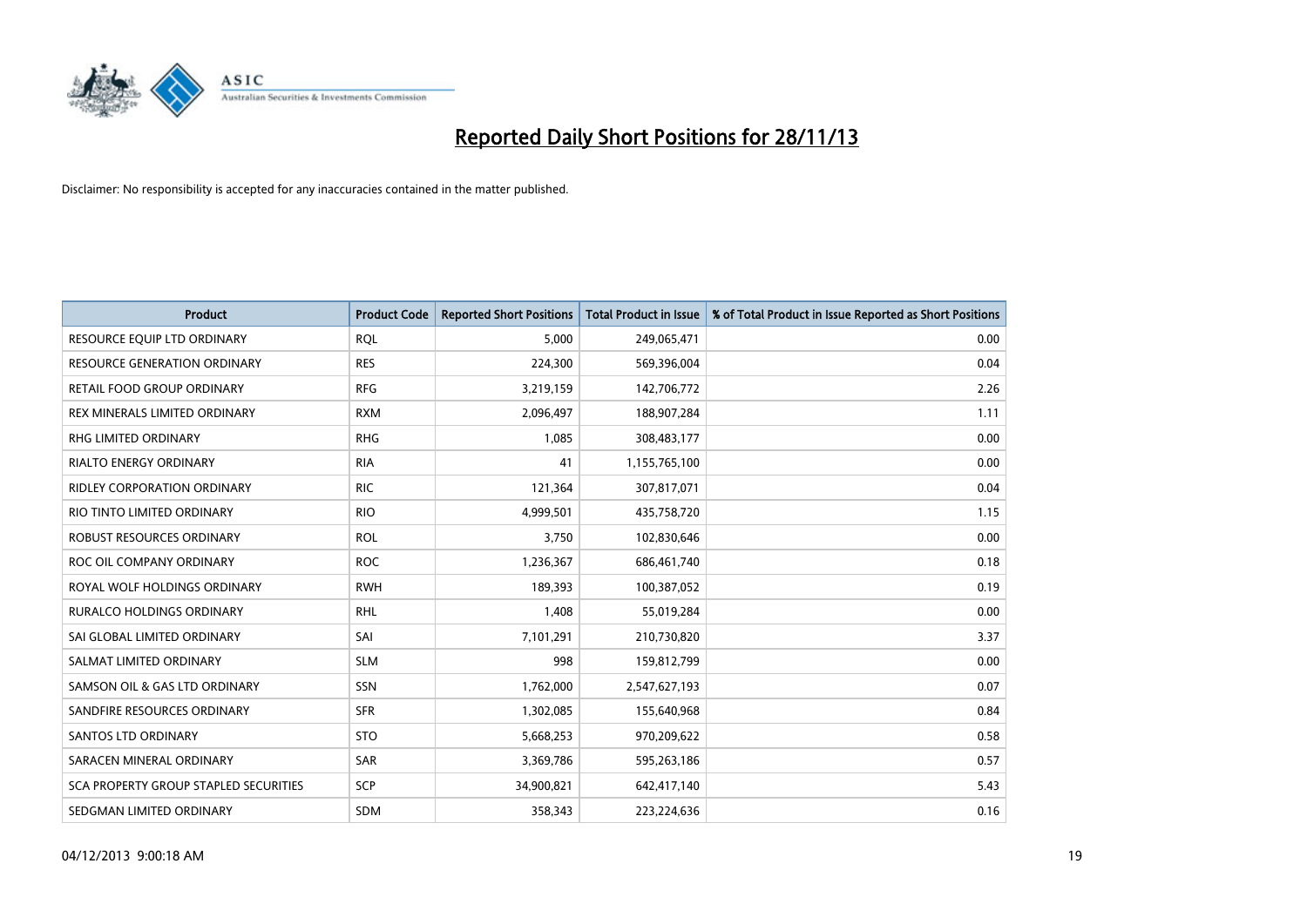# Reported Daily Short Positions for 28/11/13

Disclaimer: No responsibility is accepted for any inaccuracies contained in the matter published.

| Product | Product Code | Reported Short Positions | Total Product in Issue | % of Total Product in Issue Reported as Short Positions |
|---|---|---|---|---|
| RESOURCE EQUIP LTD ORDINARY | RQL | 5,000 | 249,065,471 | 0.00 |
| RESOURCE GENERATION ORDINARY | RES | 224,300 | 569,396,004 | 0.04 |
| RETAIL FOOD GROUP ORDINARY | RFG | 3,219,159 | 142,706,772 | 2.26 |
| REX MINERALS LIMITED ORDINARY | RXM | 2,096,497 | 188,907,284 | 1.11 |
| RHG LIMITED ORDINARY | RHG | 1,085 | 308,483,177 | 0.00 |
| RIALTO ENERGY ORDINARY | RIA | 41 | 1,155,765,100 | 0.00 |
| RIDLEY CORPORATION ORDINARY | RIC | 121,364 | 307,817,071 | 0.04 |
| RIO TINTO LIMITED ORDINARY | RIO | 4,999,501 | 435,758,720 | 1.15 |
| ROBUST RESOURCES ORDINARY | ROL | 3,750 | 102,830,646 | 0.00 |
| ROC OIL COMPANY ORDINARY | ROC | 1,236,367 | 686,461,740 | 0.18 |
| ROYAL WOLF HOLDINGS ORDINARY | RWH | 189,393 | 100,387,052 | 0.19 |
| RURALCO HOLDINGS ORDINARY | RHL | 1,408 | 55,019,284 | 0.00 |
| SAI GLOBAL LIMITED ORDINARY | SAI | 7,101,291 | 210,730,820 | 3.37 |
| SALMAT LIMITED ORDINARY | SLM | 998 | 159,812,799 | 0.00 |
| SAMSON OIL & GAS LTD ORDINARY | SSN | 1,762,000 | 2,547,627,193 | 0.07 |
| SANDFIRE RESOURCES ORDINARY | SFR | 1,302,085 | 155,640,968 | 0.84 |
| SANTOS LTD ORDINARY | STO | 5,668,253 | 970,209,622 | 0.58 |
| SARACEN MINERAL ORDINARY | SAR | 3,369,786 | 595,263,186 | 0.57 |
| SCA PROPERTY GROUP STAPLED SECURITIES | SCP | 34,900,821 | 642,417,140 | 5.43 |
| SEDGMAN LIMITED ORDINARY | SDM | 358,343 | 223,224,636 | 0.16 |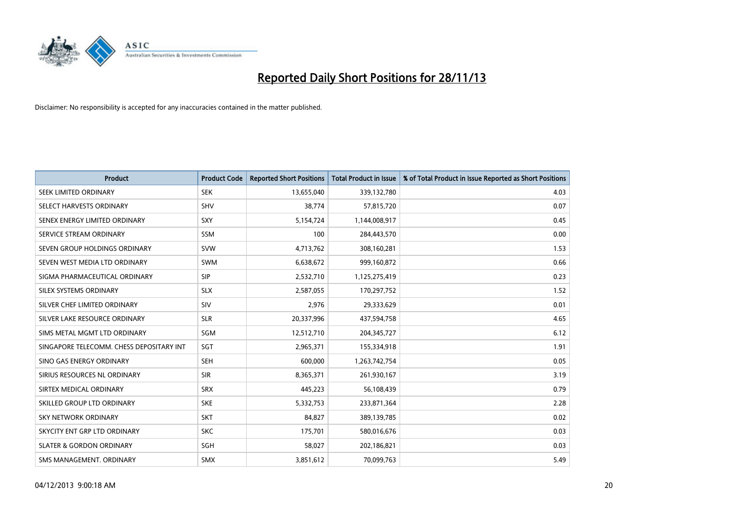# Reported Daily Short Positions for 28/11/13

Disclaimer: No responsibility is accepted for any inaccuracies contained in the matter published.

| Product | Product Code | Reported Short Positions | Total Product in Issue | % of Total Product in Issue Reported as Short Positions |
|---|---|---|---|---|
| SEEK LIMITED ORDINARY | SEK | 13,655,040 | 339,132,780 | 4.03 |
| SELECT HARVESTS ORDINARY | SHV | 38,774 | 57,815,720 | 0.07 |
| SENEX ENERGY LIMITED ORDINARY | SXY | 5,154,724 | 1,144,008,917 | 0.45 |
| SERVICE STREAM ORDINARY | SSM | 100 | 284,443,570 | 0.00 |
| SEVEN GROUP HOLDINGS ORDINARY | SVW | 4,713,762 | 308,160,281 | 1.53 |
| SEVEN WEST MEDIA LTD ORDINARY | SWM | 6,638,672 | 999,160,872 | 0.66 |
| SIGMA PHARMACEUTICAL ORDINARY | SIP | 2,532,710 | 1,125,275,419 | 0.23 |
| SILEX SYSTEMS ORDINARY | SLX | 2,587,055 | 170,297,752 | 1.52 |
| SILVER CHEF LIMITED ORDINARY | SIV | 2,976 | 29,333,629 | 0.01 |
| SILVER LAKE RESOURCE ORDINARY | SLR | 20,337,996 | 437,594,758 | 4.65 |
| SIMS METAL MGMT LTD ORDINARY | SGM | 12,512,710 | 204,345,727 | 6.12 |
| SINGAPORE TELECOMM. CHESS DEPOSITARY INT | SGT | 2,965,371 | 155,334,918 | 1.91 |
| SINO GAS ENERGY ORDINARY | SEH | 600,000 | 1,263,742,754 | 0.05 |
| SIRIUS RESOURCES NL ORDINARY | SIR | 8,365,371 | 261,930,167 | 3.19 |
| SIRTEX MEDICAL ORDINARY | SRX | 445,223 | 56,108,439 | 0.79 |
| SKILLED GROUP LTD ORDINARY | SKE | 5,332,753 | 233,871,364 | 2.28 |
| SKY NETWORK ORDINARY | SKT | 84,827 | 389,139,785 | 0.02 |
| SKYCITY ENT GRP LTD ORDINARY | SKC | 175,701 | 580,016,676 | 0.03 |
| SLATER & GORDON ORDINARY | SGH | 58,027 | 202,186,821 | 0.03 |
| SMS MANAGEMENT. ORDINARY | SMX | 3,851,612 | 70,099,763 | 5.49 |

04/12/2013 9:00:18 AM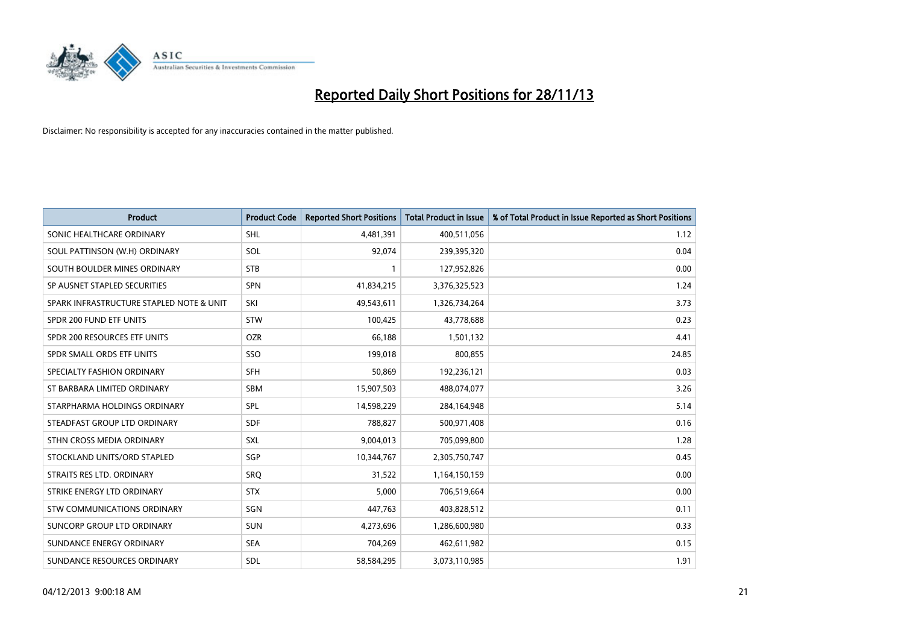# Reported Daily Short Positions for 28/11/13

Disclaimer: No responsibility is accepted for any inaccuracies contained in the matter published.

| Product | Product Code | Reported Short Positions | Total Product in Issue | % of Total Product in Issue Reported as Short Positions |
|---|---|---|---|---|
| SONIC HEALTHCARE ORDINARY | SHL | 4,481,391 | 400,511,056 | 1.12 |
| SOUL PATTINSON (W.H) ORDINARY | SOL | 92,074 | 239,395,320 | 0.04 |
| SOUTH BOULDER MINES ORDINARY | STB | 1 | 127,952,826 | 0.00 |
| SP AUSNET STAPLED SECURITIES | SPN | 41,834,215 | 3,376,325,523 | 1.24 |
| SPARK INFRASTRUCTURE STAPLED NOTE & UNIT | SKI | 49,543,611 | 1,326,734,264 | 3.73 |
| SPDR 200 FUND ETF UNITS | STW | 100,425 | 43,778,688 | 0.23 |
| SPDR 200 RESOURCES ETF UNITS | OZR | 66,188 | 1,501,132 | 4.41 |
| SPDR SMALL ORDS ETF UNITS | SSO | 199,018 | 800,855 | 24.85 |
| SPECIALTY FASHION ORDINARY | SFH | 50,869 | 192,236,121 | 0.03 |
| ST BARBARA LIMITED ORDINARY | SBM | 15,907,503 | 488,074,077 | 3.26 |
| STARPHARMA HOLDINGS ORDINARY | SPL | 14,598,229 | 284,164,948 | 5.14 |
| STEADFAST GROUP LTD ORDINARY | SDF | 788,827 | 500,971,408 | 0.16 |
| STHN CROSS MEDIA ORDINARY | SXL | 9,004,013 | 705,099,800 | 1.28 |
| STOCKLAND UNITS/ORD STAPLED | SGP | 10,344,767 | 2,305,750,747 | 0.45 |
| STRAITS RES LTD. ORDINARY | SRQ | 31,522 | 1,164,150,159 | 0.00 |
| STRIKE ENERGY LTD ORDINARY | STX | 5,000 | 706,519,664 | 0.00 |
| STW COMMUNICATIONS ORDINARY | SGN | 447,763 | 403,828,512 | 0.11 |
| SUNCORP GROUP LTD ORDINARY | SUN | 4,273,696 | 1,286,600,980 | 0.33 |
| SUNDANCE ENERGY ORDINARY | SEA | 704,269 | 462,611,982 | 0.15 |
| SUNDANCE RESOURCES ORDINARY | SDL | 58,584,295 | 3,073,110,985 | 1.91 |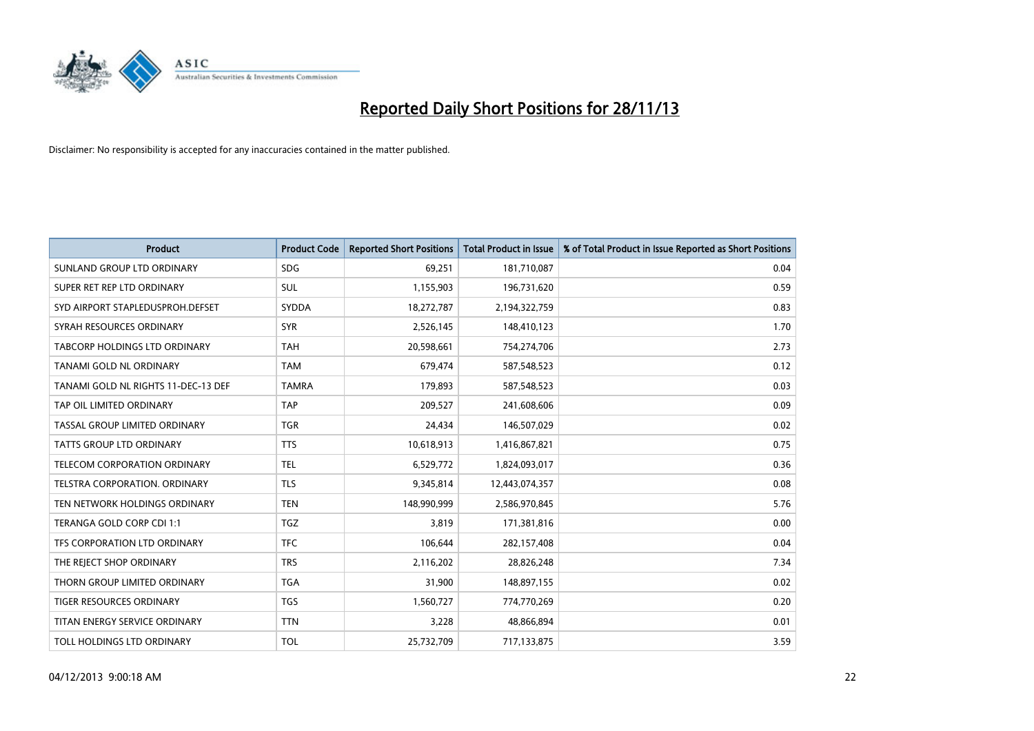# Reported Daily Short Positions for 28/11/13

Disclaimer: No responsibility is accepted for any inaccuracies contained in the matter published.

| Product | Product Code | Reported Short Positions | Total Product in Issue | % of Total Product in Issue Reported as Short Positions |
|---|---|---|---|---|
| SUNLAND GROUP LTD ORDINARY | SDG | 69,251 | 181,710,087 | 0.04 |
| SUPER RET REP LTD ORDINARY | SUL | 1,155,903 | 196,731,620 | 0.59 |
| SYD AIRPORT STAPLEDUSPROH.DEFSET | SYDDA | 18,272,787 | 2,194,322,759 | 0.83 |
| SYRAH RESOURCES ORDINARY | SYR | 2,526,145 | 148,410,123 | 1.70 |
| TABCORP HOLDINGS LTD ORDINARY | TAH | 20,598,661 | 754,274,706 | 2.73 |
| TANAMI GOLD NL ORDINARY | TAM | 679,474 | 587,548,523 | 0.12 |
| TANAMI GOLD NL RIGHTS 11-DEC-13 DEF | TAMRA | 179,893 | 587,548,523 | 0.03 |
| TAP OIL LIMITED ORDINARY | TAP | 209,527 | 241,608,606 | 0.09 |
| TASSAL GROUP LIMITED ORDINARY | TGR | 24,434 | 146,507,029 | 0.02 |
| TATTS GROUP LTD ORDINARY | TTS | 10,618,913 | 1,416,867,821 | 0.75 |
| TELECOM CORPORATION ORDINARY | TEL | 6,529,772 | 1,824,093,017 | 0.36 |
| TELSTRA CORPORATION. ORDINARY | TLS | 9,345,814 | 12,443,074,357 | 0.08 |
| TEN NETWORK HOLDINGS ORDINARY | TEN | 148,990,999 | 2,586,970,845 | 5.76 |
| TERANGA GOLD CORP CDI 1:1 | TGZ | 3,819 | 171,381,816 | 0.00 |
| TFS CORPORATION LTD ORDINARY | TFC | 106,644 | 282,157,408 | 0.04 |
| THE REJECT SHOP ORDINARY | TRS | 2,116,202 | 28,826,248 | 7.34 |
| THORN GROUP LIMITED ORDINARY | TGA | 31,900 | 148,897,155 | 0.02 |
| TIGER RESOURCES ORDINARY | TGS | 1,560,727 | 774,770,269 | 0.20 |
| TITAN ENERGY SERVICE ORDINARY | TTN | 3,228 | 48,866,894 | 0.01 |
| TOLL HOLDINGS LTD ORDINARY | TOL | 25,732,709 | 717,133,875 | 3.59 |

04/12/2013 9:00:18 AM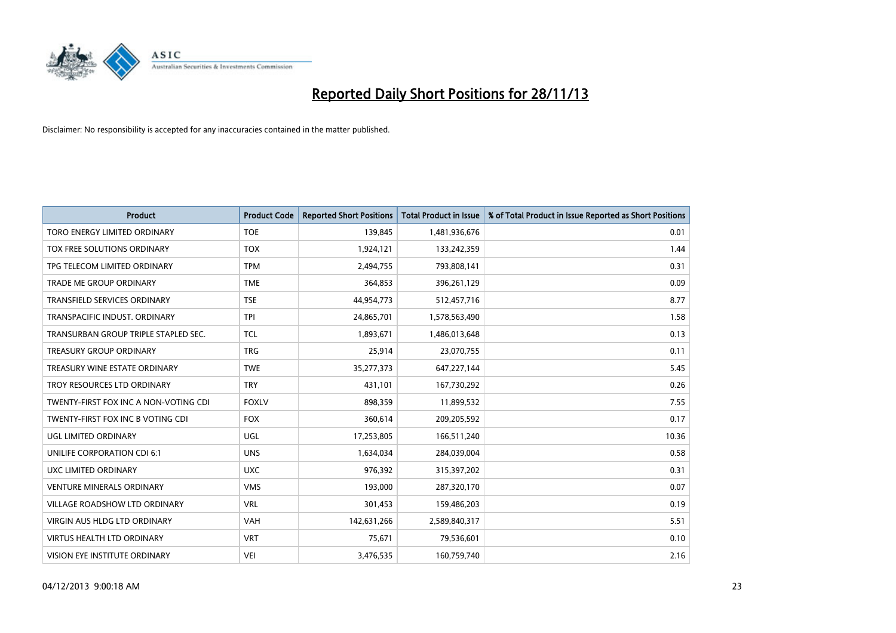# Reported Daily Short Positions for 28/11/13

Disclaimer: No responsibility is accepted for any inaccuracies contained in the matter published.

| Product | Product Code | Reported Short Positions | Total Product in Issue | % of Total Product in Issue Reported as Short Positions |
|---|---|---|---|---|
| TORO ENERGY LIMITED ORDINARY | TOE | 139,845 | 1,481,936,676 | 0.01 |
| TOX FREE SOLUTIONS ORDINARY | TOX | 1,924,121 | 133,242,359 | 1.44 |
| TPG TELECOM LIMITED ORDINARY | TPM | 2,494,755 | 793,808,141 | 0.31 |
| TRADE ME GROUP ORDINARY | TME | 364,853 | 396,261,129 | 0.09 |
| TRANSFIELD SERVICES ORDINARY | TSE | 44,954,773 | 512,457,716 | 8.77 |
| TRANSPACIFIC INDUST. ORDINARY | TPI | 24,865,701 | 1,578,563,490 | 1.58 |
| TRANSURBAN GROUP TRIPLE STAPLED SEC. | TCL | 1,893,671 | 1,486,013,648 | 0.13 |
| TREASURY GROUP ORDINARY | TRG | 25,914 | 23,070,755 | 0.11 |
| TREASURY WINE ESTATE ORDINARY | TWE | 35,277,373 | 647,227,144 | 5.45 |
| TROY RESOURCES LTD ORDINARY | TRY | 431,101 | 167,730,292 | 0.26 |
| TWENTY-FIRST FOX INC A NON-VOTING CDI | FOXLV | 898,359 | 11,899,532 | 7.55 |
| TWENTY-FIRST FOX INC B VOTING CDI | FOX | 360,614 | 209,205,592 | 0.17 |
| UGL LIMITED ORDINARY | UGL | 17,253,805 | 166,511,240 | 10.36 |
| UNILIFE CORPORATION CDI 6:1 | UNS | 1,634,034 | 284,039,004 | 0.58 |
| UXC LIMITED ORDINARY | UXC | 976,392 | 315,397,202 | 0.31 |
| VENTURE MINERALS ORDINARY | VMS | 193,000 | 287,320,170 | 0.07 |
| VILLAGE ROADSHOW LTD ORDINARY | VRL | 301,453 | 159,486,203 | 0.19 |
| VIRGIN AUS HLDG LTD ORDINARY | VAH | 142,631,266 | 2,589,840,317 | 5.51 |
| VIRTUS HEALTH LTD ORDINARY | VRT | 75,671 | 79,536,601 | 0.10 |
| VISION EYE INSTITUTE ORDINARY | VEI | 3,476,535 | 160,759,740 | 2.16 |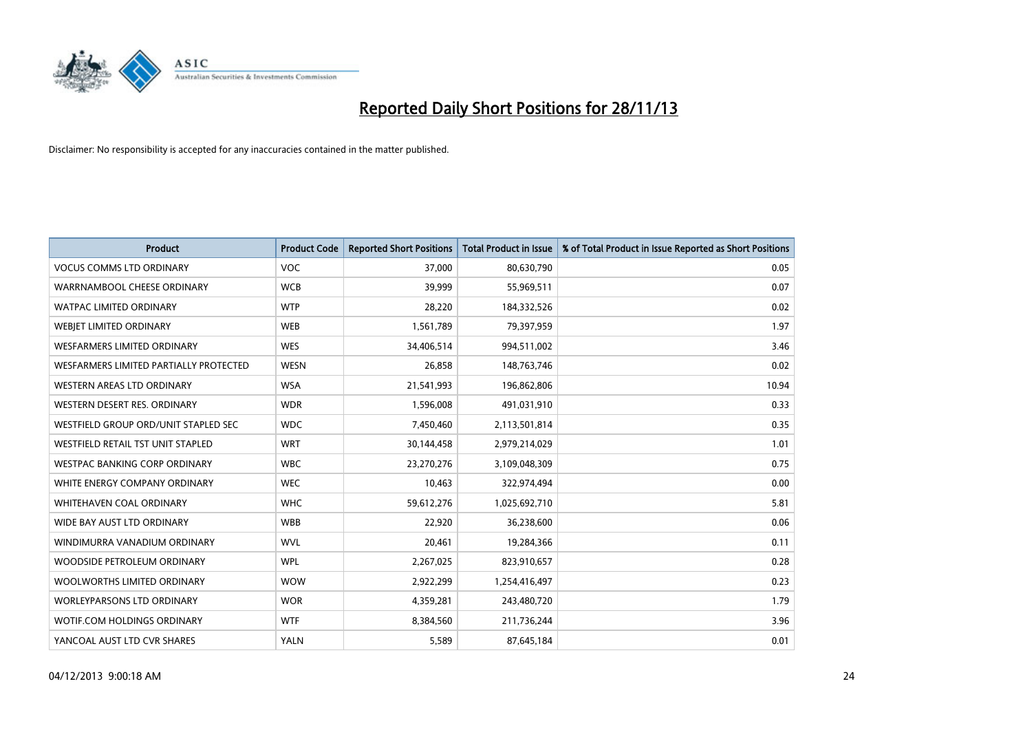# Reported Daily Short Positions for 28/11/13

Disclaimer: No responsibility is accepted for any inaccuracies contained in the matter published.

| Product | Product Code | Reported Short Positions | Total Product in Issue | % of Total Product in Issue Reported as Short Positions |
|---|---|---|---|---|
| VOCUS COMMS LTD ORDINARY | VOC | 37,000 | 80,630,790 | 0.05 |
| WARRNAMBOOL CHEESE ORDINARY | WCB | 39,999 | 55,969,511 | 0.07 |
| WATPAC LIMITED ORDINARY | WTP | 28,220 | 184,332,526 | 0.02 |
| WEBJET LIMITED ORDINARY | WEB | 1,561,789 | 79,397,959 | 1.97 |
| WESFARMERS LIMITED ORDINARY | WES | 34,406,514 | 994,511,002 | 3.46 |
| WESFARMERS LIMITED PARTIALLY PROTECTED | WESN | 26,858 | 148,763,746 | 0.02 |
| WESTERN AREAS LTD ORDINARY | WSA | 21,541,993 | 196,862,806 | 10.94 |
| WESTERN DESERT RES. ORDINARY | WDR | 1,596,008 | 491,031,910 | 0.33 |
| WESTFIELD GROUP ORD/UNIT STAPLED SEC | WDC | 7,450,460 | 2,113,501,814 | 0.35 |
| WESTFIELD RETAIL TST UNIT STAPLED | WRT | 30,144,458 | 2,979,214,029 | 1.01 |
| WESTPAC BANKING CORP ORDINARY | WBC | 23,270,276 | 3,109,048,309 | 0.75 |
| WHITE ENERGY COMPANY ORDINARY | WEC | 10,463 | 322,974,494 | 0.00 |
| WHITEHAVEN COAL ORDINARY | WHC | 59,612,276 | 1,025,692,710 | 5.81 |
| WIDE BAY AUST LTD ORDINARY | WBB | 22,920 | 36,238,600 | 0.06 |
| WINDIMURRA VANADIUM ORDINARY | WVL | 20,461 | 19,284,366 | 0.11 |
| WOODSIDE PETROLEUM ORDINARY | WPL | 2,267,025 | 823,910,657 | 0.28 |
| WOOLWORTHS LIMITED ORDINARY | WOW | 2,922,299 | 1,254,416,497 | 0.23 |
| WORLEYPARSONS LTD ORDINARY | WOR | 4,359,281 | 243,480,720 | 1.79 |
| WOTIF.COM HOLDINGS ORDINARY | WTF | 8,384,560 | 211,736,244 | 3.96 |
| YANCOAL AUST LTD CVR SHARES | YALN | 5,589 | 87,645,184 | 0.01 |

04/12/2013 9:00:18 AM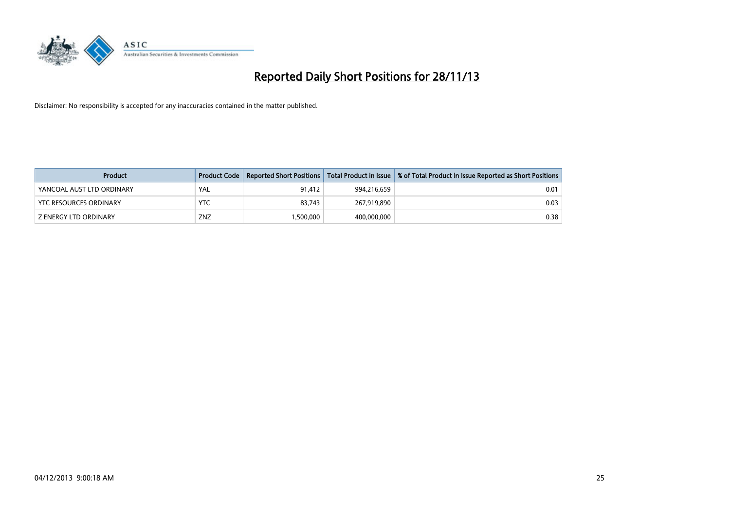# Reported Daily Short Positions for 28/11/13

Disclaimer: No responsibility is accepted for any inaccuracies contained in the matter published.

| Product | Product Code | Reported Short Positions | Total Product in Issue | % of Total Product in Issue Reported as Short Positions |
|---|---|---|---|---|
| YANCOAL AUST LTD ORDINARY | YAL | 91,412 | 994,216,659 | 0.01 |
| YTC RESOURCES ORDINARY | YTC | 83,743 | 267,919,890 | 0.03 |
| Z ENERGY LTD ORDINARY | ZNZ | 1,500,000 | 400,000,000 | 0.38 |